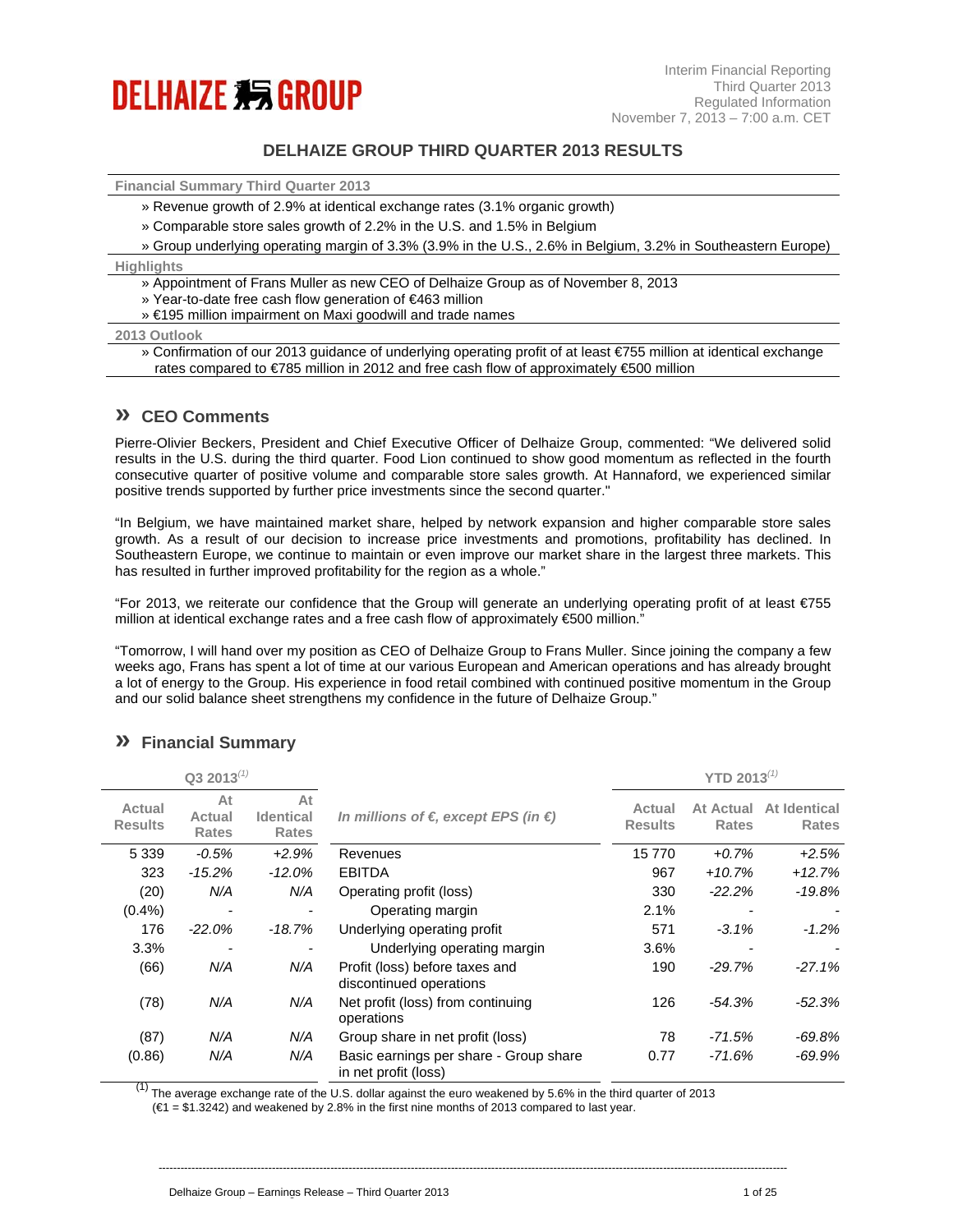DELHAIZE GROUP

Interim Financial Reporting
Third Quarter 2013
Regulated Information
November 7, 2013 – 7:00 a.m. CET

# DELHAIZE GROUP THIRD QUARTER 2013 RESULTS

**Financial Summary Third Quarter 2013**

- » Revenue growth of 2.9% at identical exchange rates (3.1% organic growth)
- » Comparable store sales growth of 2.2% in the U.S. and 1.5% in Belgium
- » Group underlying operating margin of 3.3% (3.9% in the U.S., 2.6% in Belgium, 3.2% in Southeastern Europe)

**Highlights**

- » Appointment of Frans Muller as new CEO of Delhaize Group as of November 8, 2013
- » Year-to-date free cash flow generation of €463 million
- » €195 million impairment on Maxi goodwill and trade names

**2013 Outlook**

- » Confirmation of our 2013 guidance of underlying operating profit of at least €755 million at identical exchange rates compared to €785 million in 2012 and free cash flow of approximately €500 million

## » CEO Comments

Pierre-Olivier Beckers, President and Chief Executive Officer of Delhaize Group, commented: "We delivered solid results in the U.S. during the third quarter. Food Lion continued to show good momentum as reflected in the fourth consecutive quarter of positive volume and comparable store sales growth. At Hannaford, we experienced similar positive trends supported by further price investments since the second quarter."

"In Belgium, we have maintained market share, helped by network expansion and higher comparable store sales growth. As a result of our decision to increase price investments and promotions, profitability has declined. In Southeastern Europe, we continue to maintain or even improve our market share in the largest three markets. This has resulted in further improved profitability for the region as a whole."

"For 2013, we reiterate our confidence that the Group will generate an underlying operating profit of at least €755 million at identical exchange rates and a free cash flow of approximately €500 million."

"Tomorrow, I will hand over my position as CEO of Delhaize Group to Frans Muller. Since joining the company a few weeks ago, Frans has spent a lot of time at our various European and American operations and has already brought a lot of energy to the Group. His experience in food retail combined with continued positive momentum in the Group and our solid balance sheet strengthens my confidence in the future of Delhaize Group."

## » Financial Summary

| Q3 2013[(1)] | | | | YTD 2013[(1)] | | |
|---|---|---|---|---|---|---|
| Actual Results | At Actual Rates | At Identical Rates | *In millions of €, except EPS (in €)* | Actual Results | At Actual Rates | At Identical Rates |
| 5 339 | *-0.5%* | *+2.9%* | Revenues | 15 770 | *+0.7%* | *+2.5%* |
| 323 | *-15.2%* | *-12.0%* | EBITDA | 967 | *+10.7%* | *+12.7%* |
| (20) | *N/A* | *N/A* | Operating profit (loss) | 330 | *-22.2%* | *-19.8%* |
| (0.4%) | - | - | Operating margin | 2.1% | - | - |
| 176 | *-22.0%* | *-18.7%* | Underlying operating profit | 571 | *-3.1%* | *-1.2%* |
| 3.3% | - | - | Underlying operating margin | 3.6% | - | - |
| (66) | *N/A* | *N/A* | Profit (loss) before taxes and discontinued operations | 190 | *-29.7%* | *-27.1%* |
| (78) | *N/A* | *N/A* | Net profit (loss) from continuing operations | 126 | *-54.3%* | *-52.3%* |
| (87) | *N/A* | *N/A* | Group share in net profit (loss) | 78 | *-71.5%* | *-69.8%* |
| (0.86) | *N/A* | *N/A* | Basic earnings per share - Group share in net profit (loss) | 0.77 | *-71.6%* | *-69.9%* |

(1) The average exchange rate of the U.S. dollar against the euro weakened by 5.6% in the third quarter of 2013 (€1 = $1.3242) and weakened by 2.8% in the first nine months of 2013 compared to last year.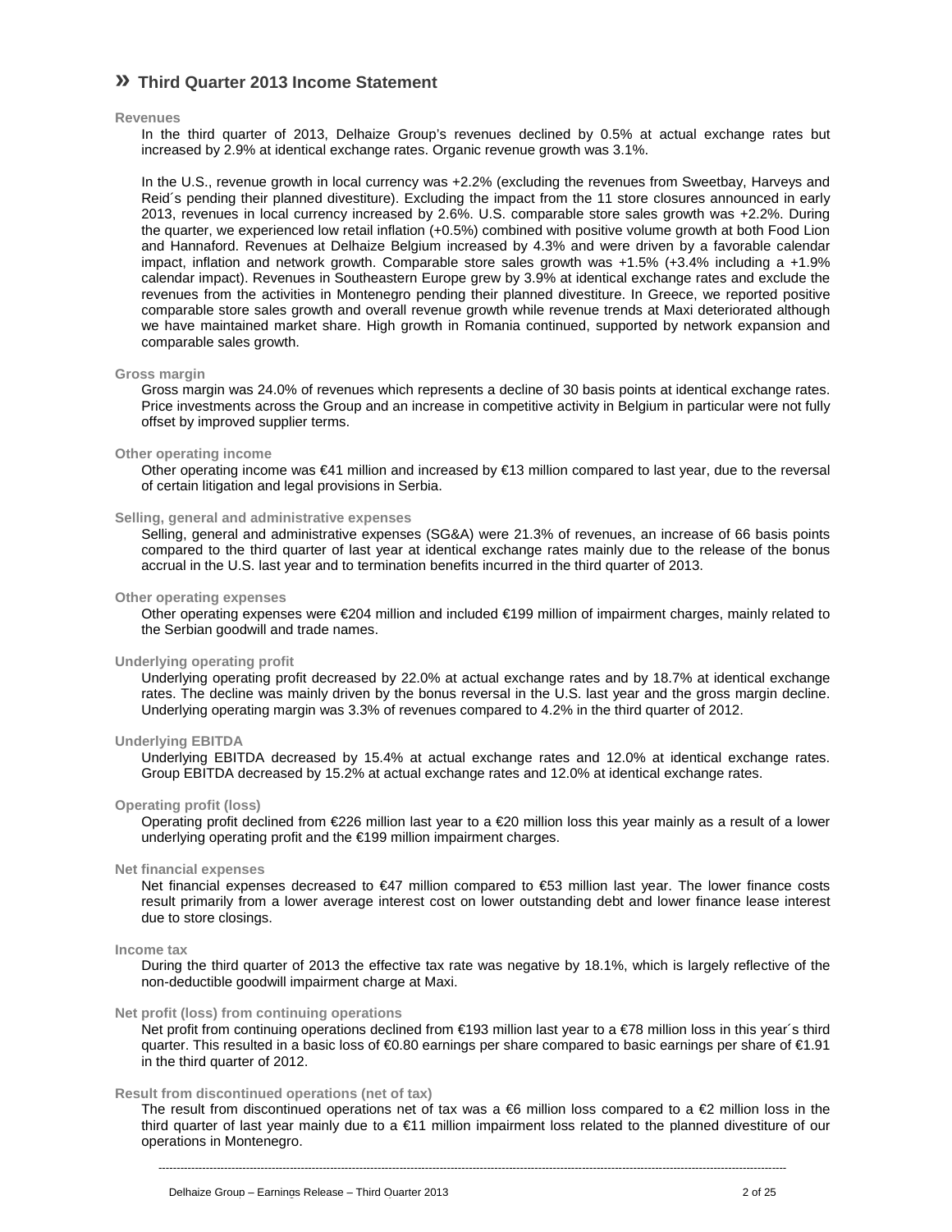## » Third Quarter 2013 Income Statement

**Revenues**

In the third quarter of 2013, Delhaize Group's revenues declined by 0.5% at actual exchange rates but increased by 2.9% at identical exchange rates. Organic revenue growth was 3.1%.

In the U.S., revenue growth in local currency was +2.2% (excluding the revenues from Sweetbay, Harveys and Reid´s pending their planned divestiture). Excluding the impact from the 11 store closures announced in early 2013, revenues in local currency increased by 2.6%. U.S. comparable store sales growth was +2.2%. During the quarter, we experienced low retail inflation (+0.5%) combined with positive volume growth at both Food Lion and Hannaford. Revenues at Delhaize Belgium increased by 4.3% and were driven by a favorable calendar impact, inflation and network growth. Comparable store sales growth was +1.5% (+3.4% including a +1.9% calendar impact). Revenues in Southeastern Europe grew by 3.9% at identical exchange rates and exclude the revenues from the activities in Montenegro pending their planned divestiture. In Greece, we reported positive comparable store sales growth and overall revenue growth while revenue trends at Maxi deteriorated although we have maintained market share. High growth in Romania continued, supported by network expansion and comparable sales growth.

**Gross margin**

Gross margin was 24.0% of revenues which represents a decline of 30 basis points at identical exchange rates. Price investments across the Group and an increase in competitive activity in Belgium in particular were not fully offset by improved supplier terms.

**Other operating income**

Other operating income was €41 million and increased by €13 million compared to last year, due to the reversal of certain litigation and legal provisions in Serbia.

**Selling, general and administrative expenses**

Selling, general and administrative expenses (SG&A) were 21.3% of revenues, an increase of 66 basis points compared to the third quarter of last year at identical exchange rates mainly due to the release of the bonus accrual in the U.S. last year and to termination benefits incurred in the third quarter of 2013.

**Other operating expenses**

Other operating expenses were €204 million and included €199 million of impairment charges, mainly related to the Serbian goodwill and trade names.

**Underlying operating profit**

Underlying operating profit decreased by 22.0% at actual exchange rates and by 18.7% at identical exchange rates. The decline was mainly driven by the bonus reversal in the U.S. last year and the gross margin decline. Underlying operating margin was 3.3% of revenues compared to 4.2% in the third quarter of 2012.

**Underlying EBITDA**

Underlying EBITDA decreased by 15.4% at actual exchange rates and 12.0% at identical exchange rates. Group EBITDA decreased by 15.2% at actual exchange rates and 12.0% at identical exchange rates.

**Operating profit (loss)**

Operating profit declined from €226 million last year to a €20 million loss this year mainly as a result of a lower underlying operating profit and the €199 million impairment charges.

**Net financial expenses**

Net financial expenses decreased to €47 million compared to €53 million last year. The lower finance costs result primarily from a lower average interest cost on lower outstanding debt and lower finance lease interest due to store closings.

**Income tax**

During the third quarter of 2013 the effective tax rate was negative by 18.1%, which is largely reflective of the non-deductible goodwill impairment charge at Maxi.

**Net profit (loss) from continuing operations**

Net profit from continuing operations declined from €193 million last year to a €78 million loss in this year´s third quarter. This resulted in a basic loss of €0.80 earnings per share compared to basic earnings per share of €1.91 in the third quarter of 2012.

**Result from discontinued operations (net of tax)**

The result from discontinued operations net of tax was a €6 million loss compared to a €2 million loss in the third quarter of last year mainly due to a €11 million impairment loss related to the planned divestiture of our operations in Montenegro.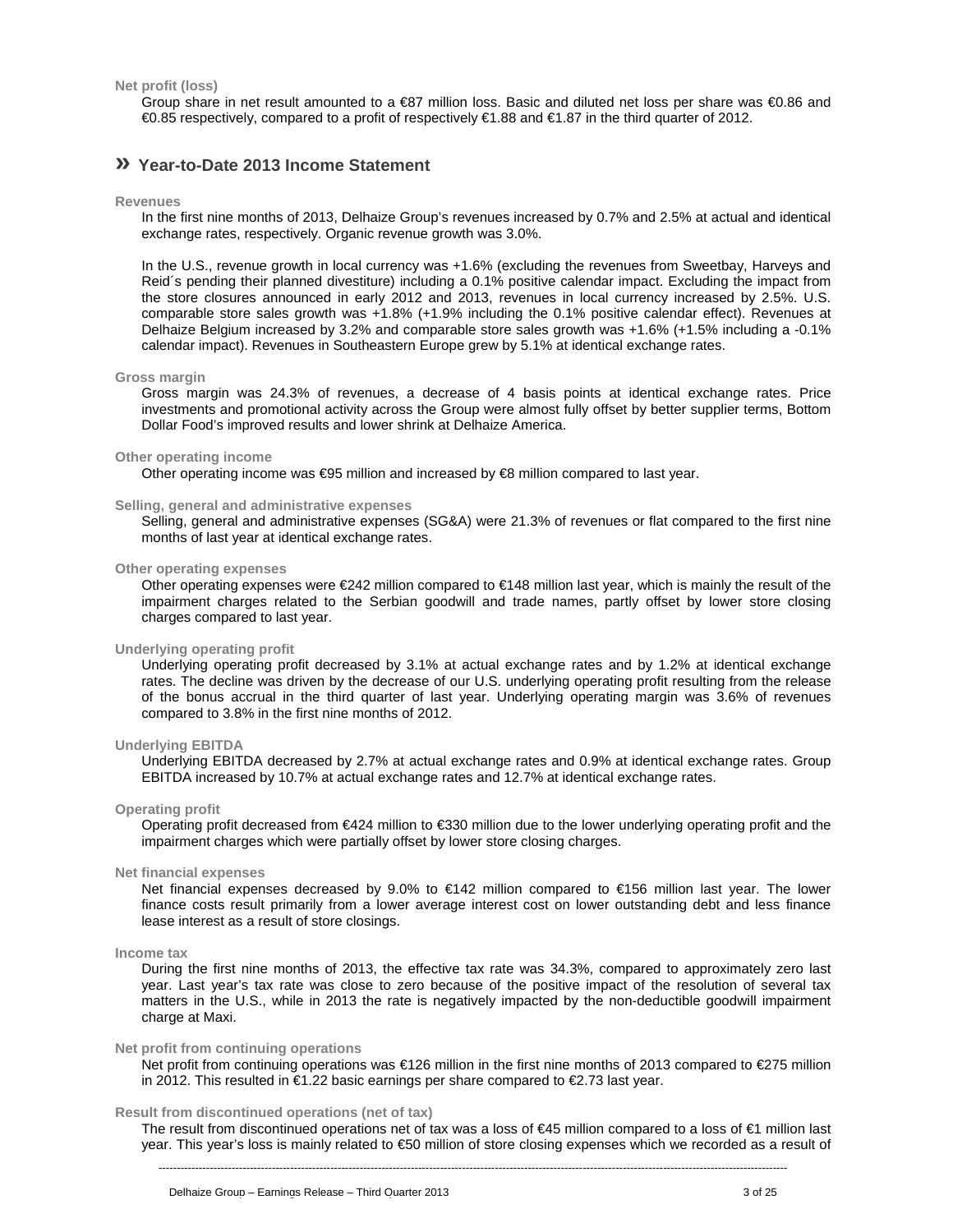**Net profit (loss)**

Group share in net result amounted to a €87 million loss. Basic and diluted net loss per share was €0.86 and €0.85 respectively, compared to a profit of respectively €1.88 and €1.87 in the third quarter of 2012.

## » Year-to-Date 2013 Income Statement

**Revenues**

In the first nine months of 2013, Delhaize Group's revenues increased by 0.7% and 2.5% at actual and identical exchange rates, respectively. Organic revenue growth was 3.0%.

In the U.S., revenue growth in local currency was +1.6% (excluding the revenues from Sweetbay, Harveys and Reid´s pending their planned divestiture) including a 0.1% positive calendar impact. Excluding the impact from the store closures announced in early 2012 and 2013, revenues in local currency increased by 2.5%. U.S. comparable store sales growth was +1.8% (+1.9% including the 0.1% positive calendar effect). Revenues at Delhaize Belgium increased by 3.2% and comparable store sales growth was +1.6% (+1.5% including a -0.1% calendar impact). Revenues in Southeastern Europe grew by 5.1% at identical exchange rates.

**Gross margin**

Gross margin was 24.3% of revenues, a decrease of 4 basis points at identical exchange rates. Price investments and promotional activity across the Group were almost fully offset by better supplier terms, Bottom Dollar Food's improved results and lower shrink at Delhaize America.

**Other operating income**

Other operating income was €95 million and increased by €8 million compared to last year.

**Selling, general and administrative expenses**

Selling, general and administrative expenses (SG&A) were 21.3% of revenues or flat compared to the first nine months of last year at identical exchange rates.

**Other operating expenses**

Other operating expenses were €242 million compared to €148 million last year, which is mainly the result of the impairment charges related to the Serbian goodwill and trade names, partly offset by lower store closing charges compared to last year.

**Underlying operating profit**

Underlying operating profit decreased by 3.1% at actual exchange rates and by 1.2% at identical exchange rates. The decline was driven by the decrease of our U.S. underlying operating profit resulting from the release of the bonus accrual in the third quarter of last year. Underlying operating margin was 3.6% of revenues compared to 3.8% in the first nine months of 2012.

**Underlying EBITDA**

Underlying EBITDA decreased by 2.7% at actual exchange rates and 0.9% at identical exchange rates. Group EBITDA increased by 10.7% at actual exchange rates and 12.7% at identical exchange rates.

**Operating profit**

Operating profit decreased from €424 million to €330 million due to the lower underlying operating profit and the impairment charges which were partially offset by lower store closing charges.

**Net financial expenses**

Net financial expenses decreased by 9.0% to €142 million compared to €156 million last year. The lower finance costs result primarily from a lower average interest cost on lower outstanding debt and less finance lease interest as a result of store closings.

**Income tax**

During the first nine months of 2013, the effective tax rate was 34.3%, compared to approximately zero last year. Last year's tax rate was close to zero because of the positive impact of the resolution of several tax matters in the U.S., while in 2013 the rate is negatively impacted by the non-deductible goodwill impairment charge at Maxi.

**Net profit from continuing operations**

Net profit from continuing operations was €126 million in the first nine months of 2013 compared to €275 million in 2012. This resulted in €1.22 basic earnings per share compared to €2.73 last year.

**Result from discontinued operations (net of tax)**

The result from discontinued operations net of tax was a loss of €45 million compared to a loss of €1 million last year. This year's loss is mainly related to €50 million of store closing expenses which we recorded as a result of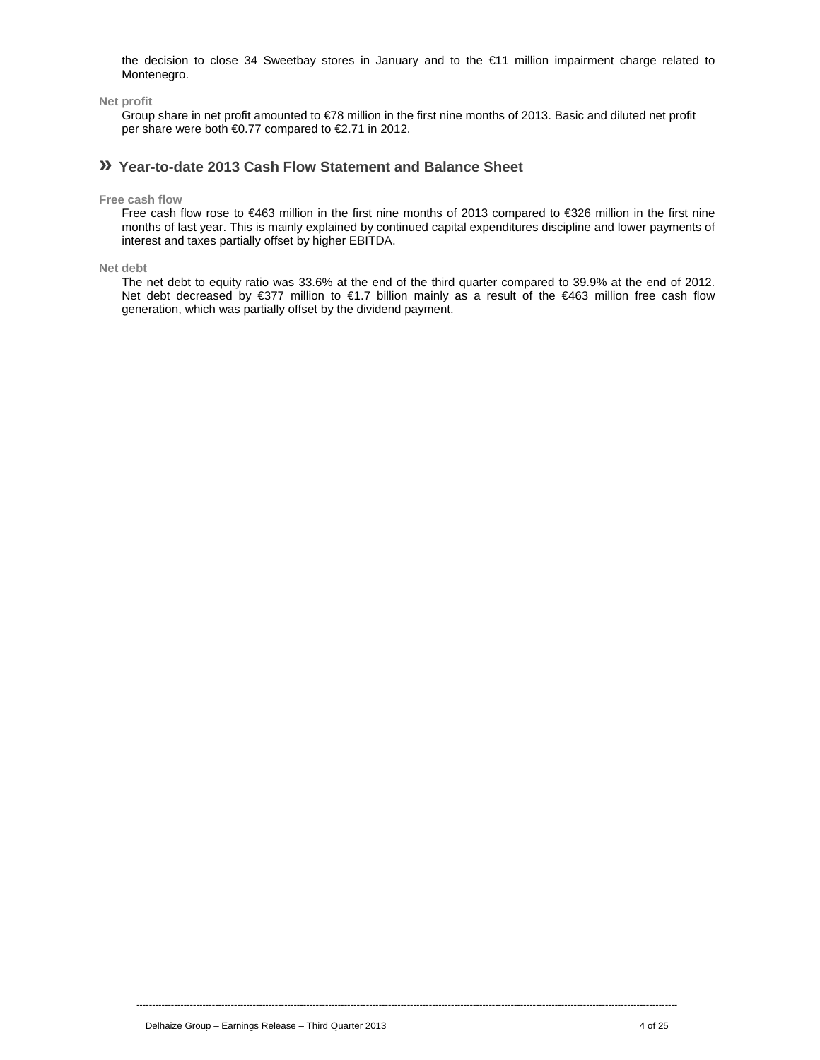the decision to close 34 Sweetbay stores in January and to the €11 million impairment charge related to Montenegro.

**Net profit**

Group share in net profit amounted to €78 million in the first nine months of 2013. Basic and diluted net profit per share were both €0.77 compared to €2.71 in 2012.

## » Year-to-date 2013 Cash Flow Statement and Balance Sheet

**Free cash flow**

Free cash flow rose to €463 million in the first nine months of 2013 compared to €326 million in the first nine months of last year. This is mainly explained by continued capital expenditures discipline and lower payments of interest and taxes partially offset by higher EBITDA.

**Net debt**

The net debt to equity ratio was 33.6% at the end of the third quarter compared to 39.9% at the end of 2012. Net debt decreased by €377 million to €1.7 billion mainly as a result of the €463 million free cash flow generation, which was partially offset by the dividend payment.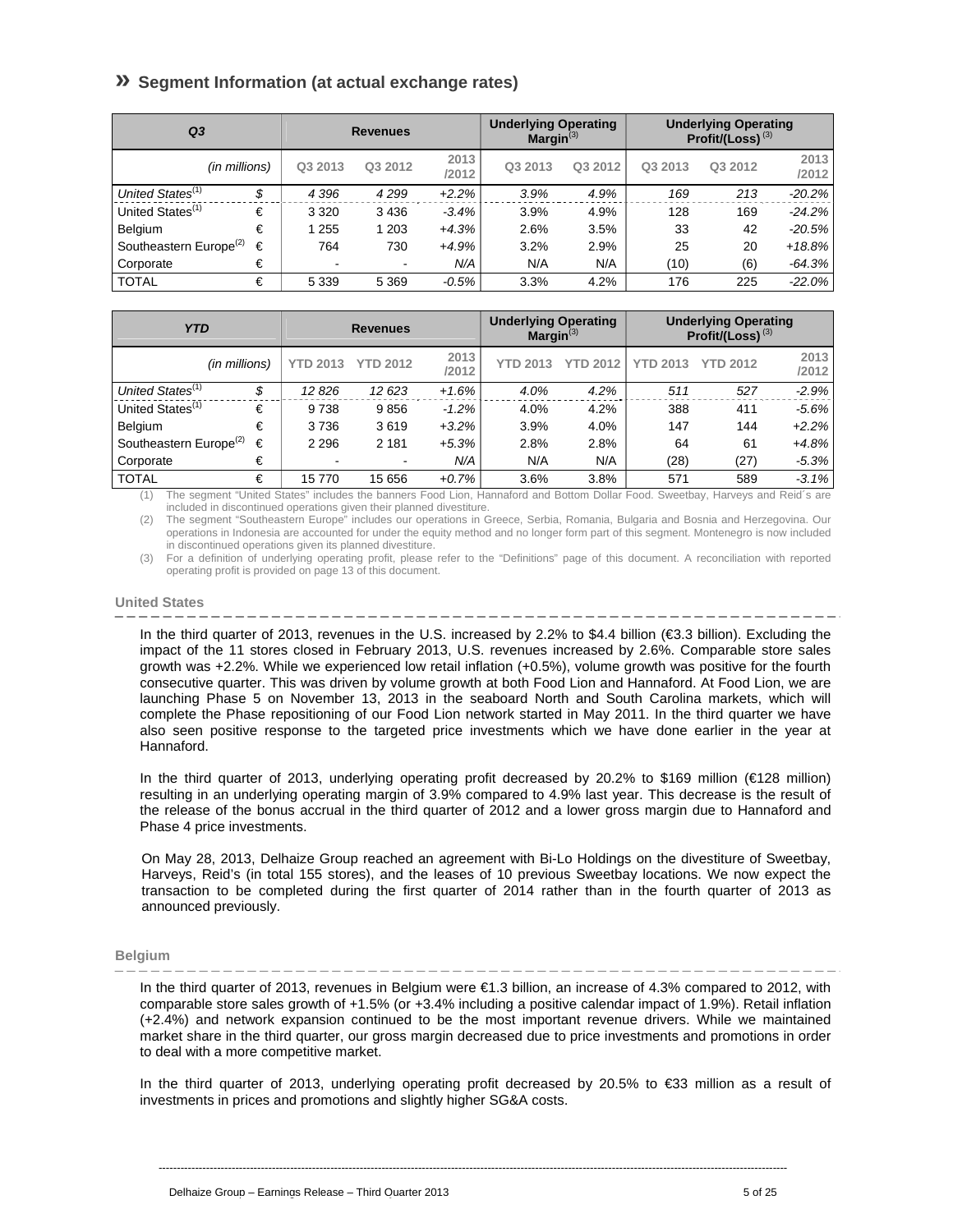## » Segment Information (at actual exchange rates)

| Q3 | | Revenues | | | Underlying Operating Margin(3) | | Underlying Operating Profit/(Loss) (3) | | |
|---|---|---|---|---|---|---|---|---|---|
| (in millions) | | Q3 2013 | Q3 2012 | 2013 /2012 | Q3 2013 | Q3 2012 | Q3 2013 | Q3 2012 | 2013 /2012 |
| *United States(1)* | *$* | *4 396* | *4 299* | *+2.2%* | *3.9%* | *4.9%* | *169* | *213* | *-20.2%* |
| United States(1) | € | 3 320 | 3 436 | *-3.4%* | 3.9% | 4.9% | 128 | 169 | *-24.2%* |
| Belgium | € | 1 255 | 1 203 | *+4.3%* | 2.6% | 3.5% | 33 | 42 | *-20.5%* |
| Southeastern Europe(2) | € | 764 | 730 | *+4.9%* | 3.2% | 2.9% | 25 | 20 | *+18.8%* |
| Corporate | € | - | - | *N/A* | N/A | N/A | (10) | (6) | *-64.3%* |
| TOTAL | € | 5 339 | 5 369 | *-0.5%* | 3.3% | 4.2% | 176 | 225 | *-22.0%* |

| YTD | | Revenues | | | Underlying Operating Margin(3) | | Underlying Operating Profit/(Loss) (3) | | |
|---|---|---|---|---|---|---|---|---|---|
| (in millions) | | YTD 2013 | YTD 2012 | 2013 /2012 | YTD 2013 | YTD 2012 | YTD 2013 | YTD 2012 | 2013 /2012 |
| *United States(1)* | *$* | *12 826* | *12 623* | *+1.6%* | *4.0%* | *4.2%* | *511* | *527* | *-2.9%* |
| United States(1) | € | 9 738 | 9 856 | *-1.2%* | 4.0% | 4.2% | 388 | 411 | *-5.6%* |
| Belgium | € | 3 736 | 3 619 | *+3.2%* | 3.9% | 4.0% | 147 | 144 | *+2.2%* |
| Southeastern Europe(2) | € | 2 296 | 2 181 | *+5.3%* | 2.8% | 2.8% | 64 | 61 | *+4.8%* |
| Corporate | € | - | - | *N/A* | N/A | N/A | (28) | (27) | *-5.3%* |
| TOTAL | € | 15 770 | 15 656 | *+0.7%* | 3.6% | 3.8% | 571 | 589 | *-3.1%* |

(1) The segment "United States" includes the banners Food Lion, Hannaford and Bottom Dollar Food. Sweetbay, Harveys and Reid´s are included in discontinued operations given their planned divestiture.

(2) The segment "Southeastern Europe" includes our operations in Greece, Serbia, Romania, Bulgaria and Bosnia and Herzegovina. Our operations in Indonesia are accounted for under the equity method and no longer form part of this segment. Montenegro is now included in discontinued operations given its planned divestiture.

(3) For a definition of underlying operating profit, please refer to the "Definitions" page of this document. A reconciliation with reported operating profit is provided on page 13 of this document.

### United States

In the third quarter of 2013, revenues in the U.S. increased by 2.2% to $4.4 billion (€3.3 billion). Excluding the impact of the 11 stores closed in February 2013, U.S. revenues increased by 2.6%. Comparable store sales growth was +2.2%. While we experienced low retail inflation (+0.5%), volume growth was positive for the fourth consecutive quarter. This was driven by volume growth at both Food Lion and Hannaford. At Food Lion, we are launching Phase 5 on November 13, 2013 in the seaboard North and South Carolina markets, which will complete the Phase repositioning of our Food Lion network started in May 2011. In the third quarter we have also seen positive response to the targeted price investments which we have done earlier in the year at Hannaford.

In the third quarter of 2013, underlying operating profit decreased by 20.2% to $169 million (€128 million) resulting in an underlying operating margin of 3.9% compared to 4.9% last year. This decrease is the result of the release of the bonus accrual in the third quarter of 2012 and a lower gross margin due to Hannaford and Phase 4 price investments.

On May 28, 2013, Delhaize Group reached an agreement with Bi-Lo Holdings on the divestiture of Sweetbay, Harveys, Reid's (in total 155 stores), and the leases of 10 previous Sweetbay locations. We now expect the transaction to be completed during the first quarter of 2014 rather than in the fourth quarter of 2013 as announced previously.

### Belgium

In the third quarter of 2013, revenues in Belgium were €1.3 billion, an increase of 4.3% compared to 2012, with comparable store sales growth of +1.5% (or +3.4% including a positive calendar impact of 1.9%). Retail inflation (+2.4%) and network expansion continued to be the most important revenue drivers. While we maintained market share in the third quarter, our gross margin decreased due to price investments and promotions in order to deal with a more competitive market.

In the third quarter of 2013, underlying operating profit decreased by 20.5% to €33 million as a result of investments in prices and promotions and slightly higher SG&A costs.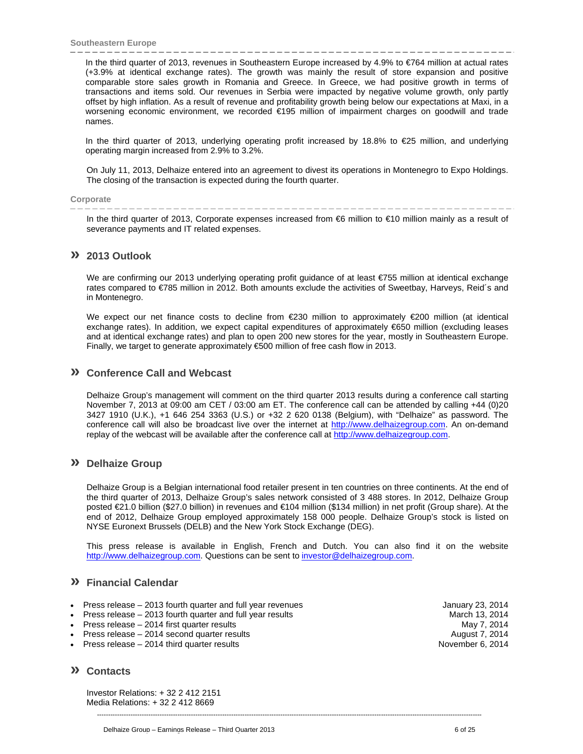### Southeastern Europe

In the third quarter of 2013, revenues in Southeastern Europe increased by 4.9% to €764 million at actual rates (+3.9% at identical exchange rates). The growth was mainly the result of store expansion and positive comparable store sales growth in Romania and Greece. In Greece, we had positive growth in terms of transactions and items sold. Our revenues in Serbia were impacted by negative volume growth, only partly offset by high inflation. As a result of revenue and profitability growth being below our expectations at Maxi, in a worsening economic environment, we recorded €195 million of impairment charges on goodwill and trade names.

In the third quarter of 2013, underlying operating profit increased by 18.8% to €25 million, and underlying operating margin increased from 2.9% to 3.2%.

On July 11, 2013, Delhaize entered into an agreement to divest its operations in Montenegro to Expo Holdings. The closing of the transaction is expected during the fourth quarter.

### Corporate

In the third quarter of 2013, Corporate expenses increased from €6 million to €10 million mainly as a result of severance payments and IT related expenses.

## » 2013 Outlook

We are confirming our 2013 underlying operating profit guidance of at least €755 million at identical exchange rates compared to €785 million in 2012. Both amounts exclude the activities of Sweetbay, Harveys, Reid´s and in Montenegro.

We expect our net finance costs to decline from €230 million to approximately €200 million (at identical exchange rates). In addition, we expect capital expenditures of approximately €650 million (excluding leases and at identical exchange rates) and plan to open 200 new stores for the year, mostly in Southeastern Europe. Finally, we target to generate approximately €500 million of free cash flow in 2013.

## » Conference Call and Webcast

Delhaize Group's management will comment on the third quarter 2013 results during a conference call starting November 7, 2013 at 09:00 am CET / 03:00 am ET. The conference call can be attended by calling +44 (0)20 3427 1910 (U.K.), +1 646 254 3363 (U.S.) or +32 2 620 0138 (Belgium), with "Delhaize" as password. The conference call will also be broadcast live over the internet at http://www.delhaizegroup.com. An on-demand replay of the webcast will be available after the conference call at http://www.delhaizegroup.com.

## » Delhaize Group

Delhaize Group is a Belgian international food retailer present in ten countries on three continents. At the end of the third quarter of 2013, Delhaize Group's sales network consisted of 3 488 stores. In 2012, Delhaize Group posted €21.0 billion ($27.0 billion) in revenues and €104 million ($134 million) in net profit (Group share). At the end of 2012, Delhaize Group employed approximately 158 000 people. Delhaize Group's stock is listed on NYSE Euronext Brussels (DELB) and the New York Stock Exchange (DEG).

This press release is available in English, French and Dutch. You can also find it on the website http://www.delhaizegroup.com. Questions can be sent to investor@delhaizegroup.com.

## » Financial Calendar

- Press release – 2013 fourth quarter and full year revenues — January 23, 2014
- Press release – 2013 fourth quarter and full year results — March 13, 2014
- Press release – 2014 first quarter results — May 7, 2014
- Press release – 2014 second quarter results — August 7, 2014
- Press release – 2014 third quarter results — November 6, 2014

## » Contacts

Investor Relations: + 32 2 412 2151
Media Relations: + 32 2 412 8669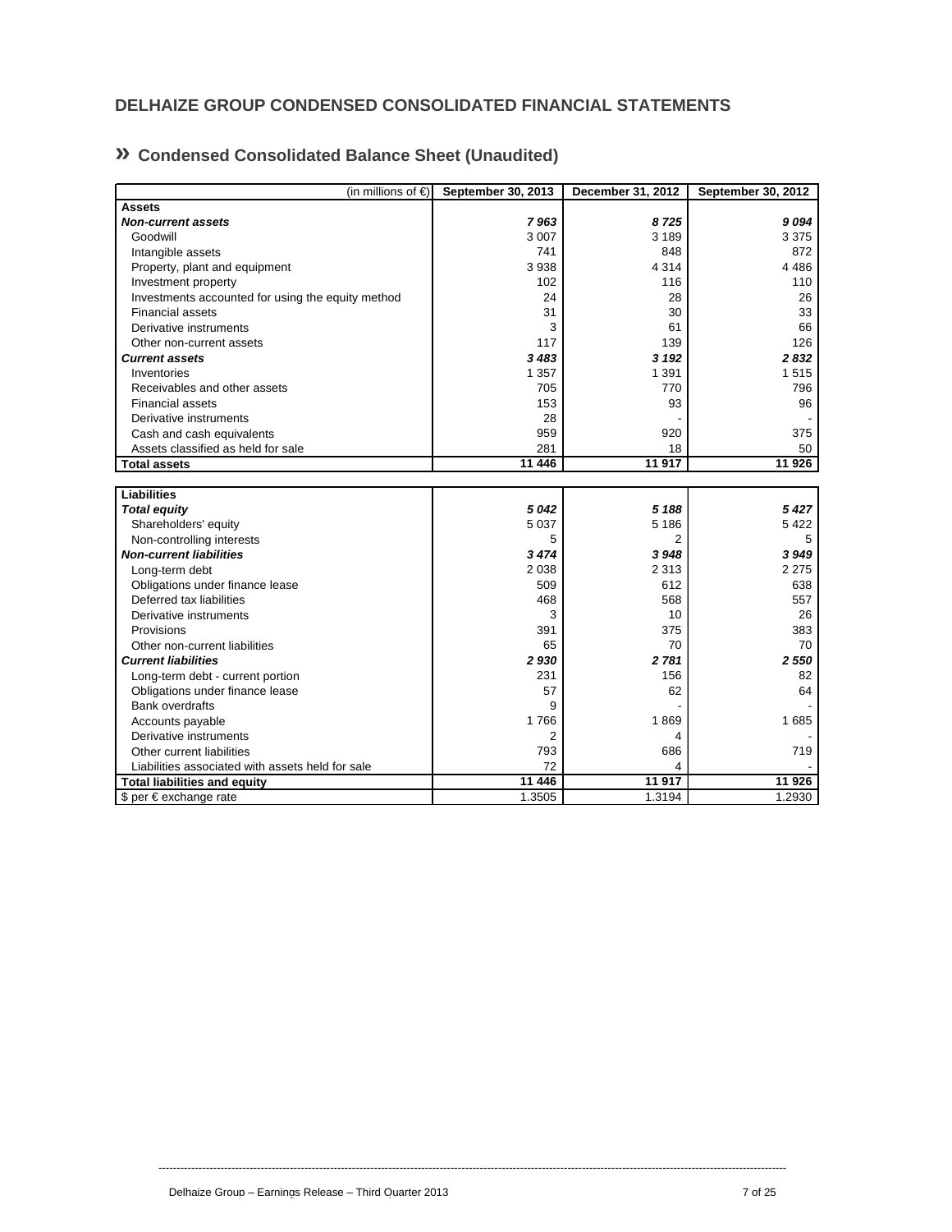## DELHAIZE GROUP CONDENSED CONSOLIDATED FINANCIAL STATEMENTS

### » Condensed Consolidated Balance Sheet (Unaudited)

| (in millions of €) | September 30, 2013 | December 31, 2012 | September 30, 2012 |
|---|---|---|---|
| **Assets** | | | |
| ***Non-current assets*** | ***7 963*** | ***8 725*** | ***9 094*** |
| Goodwill | 3 007 | 3 189 | 3 375 |
| Intangible assets | 741 | 848 | 872 |
| Property, plant and equipment | 3 938 | 4 314 | 4 486 |
| Investment property | 102 | 116 | 110 |
| Investments accounted for using the equity method | 24 | 28 | 26 |
| Financial assets | 31 | 30 | 33 |
| Derivative instruments | 3 | 61 | 66 |
| Other non-current assets | 117 | 139 | 126 |
| ***Current assets*** | ***3 483*** | ***3 192*** | ***2 832*** |
| Inventories | 1 357 | 1 391 | 1 515 |
| Receivables and other assets | 705 | 770 | 796 |
| Financial assets | 153 | 93 | 96 |
| Derivative instruments | 28 | - | - |
| Cash and cash equivalents | 959 | 920 | 375 |
| Assets classified as held for sale | 281 | 18 | 50 |
| **Total assets** | **11 446** | **11 917** | **11 926** |

| | September 30, 2013 | December 31, 2012 | September 30, 2012 |
|---|---|---|---|
| **Liabilities** | | | |
| ***Total equity*** | ***5 042*** | ***5 188*** | ***5 427*** |
| Shareholders' equity | 5 037 | 5 186 | 5 422 |
| Non-controlling interests | 5 | 2 | 5 |
| ***Non-current liabilities*** | ***3 474*** | ***3 948*** | ***3 949*** |
| Long-term debt | 2 038 | 2 313 | 2 275 |
| Obligations under finance lease | 509 | 612 | 638 |
| Deferred tax liabilities | 468 | 568 | 557 |
| Derivative instruments | 3 | 10 | 26 |
| Provisions | 391 | 375 | 383 |
| Other non-current liabilities | 65 | 70 | 70 |
| ***Current liabilities*** | ***2 930*** | ***2 781*** | ***2 550*** |
| Long-term debt - current portion | 231 | 156 | 82 |
| Obligations under finance lease | 57 | 62 | 64 |
| Bank overdrafts | 9 | - | - |
| Accounts payable | 1 766 | 1 869 | 1 685 |
| Derivative instruments | 2 | 4 | - |
| Other current liabilities | 793 | 686 | 719 |
| Liabilities associated with assets held for sale | 72 | 4 | - |
| **Total liabilities and equity** | **11 446** | **11 917** | **11 926** |
| $ per € exchange rate | 1.3505 | 1.3194 | 1.2930 |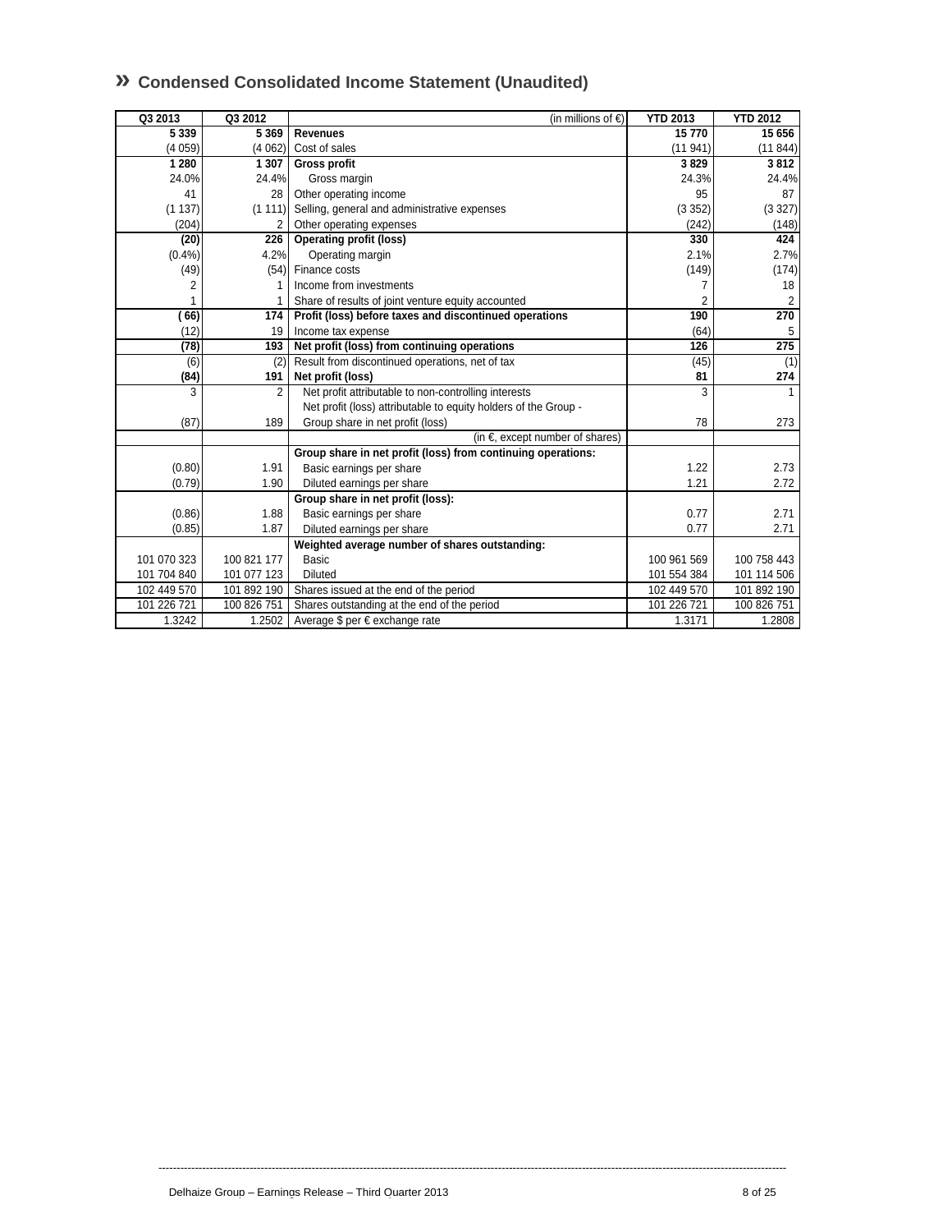## » Condensed Consolidated Income Statement (Unaudited)

| Q3 2013 | Q3 2012 | (in millions of €) | YTD 2013 | YTD 2012 |
|---|---|---|---|---|
| **5 339** | **5 369** | **Revenues** | **15 770** | **15 656** |
| (4 059) | (4 062) | Cost of sales | (11 941) | (11 844) |
| **1 280** | **1 307** | **Gross profit** | **3 829** | **3 812** |
| 24.0% | 24.4% | Gross margin | 24.3% | 24.4% |
| 41 | 28 | Other operating income | 95 | 87 |
| (1 137) | (1 111) | Selling, general and administrative expenses | (3 352) | (3 327) |
| (204) | 2 | Other operating expenses | (242) | (148) |
| **(20)** | **226** | **Operating profit (loss)** | **330** | **424** |
| (0.4%) | 4.2% | Operating margin | 2.1% | 2.7% |
| (49) | (54) | Finance costs | (149) | (174) |
| 2 | 1 | Income from investments | 7 | 18 |
| 1 | 1 | Share of results of joint venture equity accounted | 2 | 2 |
| **( 66)** | **174** | **Profit (loss) before taxes and discontinued operations** | **190** | **270** |
| (12) | 19 | Income tax expense | (64) | 5 |
| **(78)** | **193** | **Net profit (loss) from continuing operations** | **126** | **275** |
| (6) | (2) | Result from discontinued operations, net of tax | (45) | (1) |
| **(84)** | **191** | **Net profit (loss)** | **81** | **274** |
| 3 | 2 | Net profit attributable to non-controlling interests | 3 | 1 |
| (87) | 189 | Net profit (loss) attributable to equity holders of the Group - Group share in net profit (loss) | 78 | 273 |
| | | (in €, except number of shares) | | |
| | | **Group share in net profit (loss) from continuing operations:** | | |
| (0.80) | 1.91 | Basic earnings per share | 1.22 | 2.73 |
| (0.79) | 1.90 | Diluted earnings per share | 1.21 | 2.72 |
| | | **Group share in net profit (loss):** | | |
| (0.86) | 1.88 | Basic earnings per share | 0.77 | 2.71 |
| (0.85) | 1.87 | Diluted earnings per share | 0.77 | 2.71 |
| | | **Weighted average number of shares outstanding:** | | |
| 101 070 323 | 100 821 177 | Basic | 100 961 569 | 100 758 443 |
| 101 704 840 | 101 077 123 | Diluted | 101 554 384 | 101 114 506 |
| 102 449 570 | 101 892 190 | Shares issued at the end of the period | 102 449 570 | 101 892 190 |
| 101 226 721 | 100 826 751 | Shares outstanding at the end of the period | 101 226 721 | 100 826 751 |
| 1.3242 | 1.2502 | Average $ per € exchange rate | 1.3171 | 1.2808 |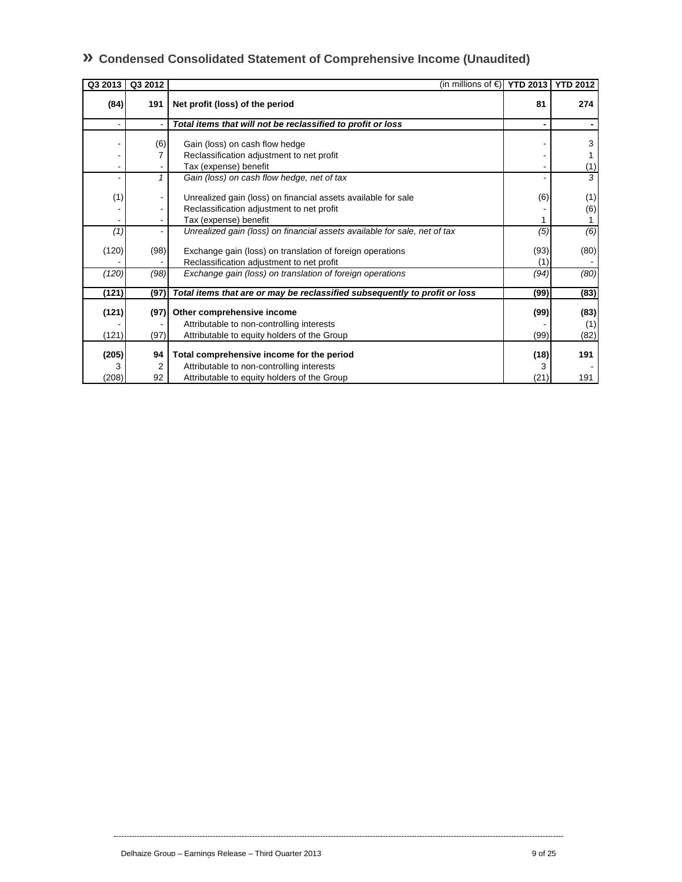## » Condensed Consolidated Statement of Comprehensive Income (Unaudited)

| Q3 2013 | Q3 2012 | (in millions of €) | YTD 2013 | YTD 2012 |
|---|---|---|---|---|
| **(84)** | **191** | **Net profit (loss) of the period** | **81** | **274** |
| - | - | ***Total items that will not be reclassified to profit or loss*** | - | - |
| - | (6) | Gain (loss) on cash flow hedge | - | 3 |
| - | 7 | Reclassification adjustment to net profit | - | 1 |
| - | - | Tax (expense) benefit | - | (1) |
| - | *1* | *Gain (loss) on cash flow hedge, net of tax* | - | *3* |
| (1) | - | Unrealized gain (loss) on financial assets available for sale | (6) | (1) |
| - | - | Reclassification adjustment to net profit | - | (6) |
| - | - | Tax (expense) benefit | 1 | 1 |
| *(1)* | - | *Unrealized gain (loss) on financial assets available for sale, net of tax* | *(5)* | *(6)* |
| (120) | (98) | Exchange gain (loss) on translation of foreign operations | (93) | (80) |
| - | - | Reclassification adjustment to net profit | (1) | - |
| *(120)* | *(98)* | *Exchange gain (loss) on translation of foreign operations* | *(94)* | *(80)* |
| **(121)** | **(97)** | ***Total items that are or may be reclassified subsequently to profit or loss*** | **(99)** | **(83)** |
| **(121)** | **(97)** | **Other comprehensive income** | **(99)** | **(83)** |
| - | - | Attributable to non-controlling interests | - | (1) |
| (121) | (97) | Attributable to equity holders of the Group | (99) | (82) |
| **(205)** | **94** | **Total comprehensive income for the period** | **(18)** | **191** |
| 3 | 2 | Attributable to non-controlling interests | 3 | - |
| (208) | 92 | Attributable to equity holders of the Group | (21) | 191 |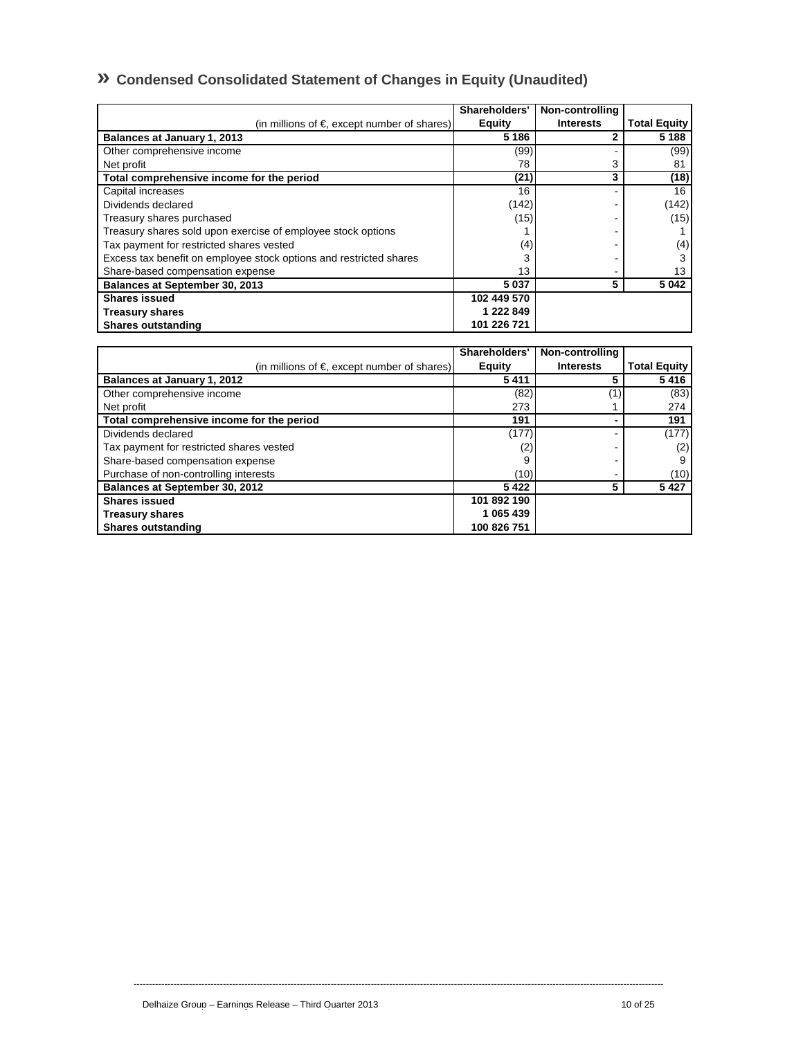## » Condensed Consolidated Statement of Changes in Equity (Unaudited)

| (in millions of €, except number of shares) | Shareholders' Equity | Non-controlling Interests | Total Equity |
|---|---|---|---|
| **Balances at January 1, 2013** | **5 186** | **2** | **5 188** |
| Other comprehensive income | (99) | - | (99) |
| Net profit | 78 | 3 | 81 |
| **Total comprehensive income for the period** | **(21)** | **3** | **(18)** |
| Capital increases | 16 | - | 16 |
| Dividends declared | (142) | - | (142) |
| Treasury shares purchased | (15) | - | (15) |
| Treasury shares sold upon exercise of employee stock options | 1 | - | 1 |
| Tax payment for restricted shares vested | (4) | - | (4) |
| Excess tax benefit on employee stock options and restricted shares | 3 | - | 3 |
| Share-based compensation expense | 13 | - | 13 |
| **Balances at September 30, 2013** | **5 037** | **5** | **5 042** |
| **Shares issued** | **102 449 570** | | |
| **Treasury shares** | **1 222 849** | | |
| **Shares outstanding** | **101 226 721** | | |

| (in millions of €, except number of shares) | Shareholders' Equity | Non-controlling Interests | Total Equity |
|---|---|---|---|
| **Balances at January 1, 2012** | **5 411** | **5** | **5 416** |
| Other comprehensive income | (82) | (1) | (83) |
| Net profit | 273 | 1 | 274 |
| **Total comprehensive income for the period** | **191** | **-** | **191** |
| Dividends declared | (177) | - | (177) |
| Tax payment for restricted shares vested | (2) | - | (2) |
| Share-based compensation expense | 9 | - | 9 |
| Purchase of non-controlling interests | (10) | - | (10) |
| **Balances at September 30, 2012** | **5 422** | **5** | **5 427** |
| **Shares issued** | **101 892 190** | | |
| **Treasury shares** | **1 065 439** | | |
| **Shares outstanding** | **100 826 751** | | |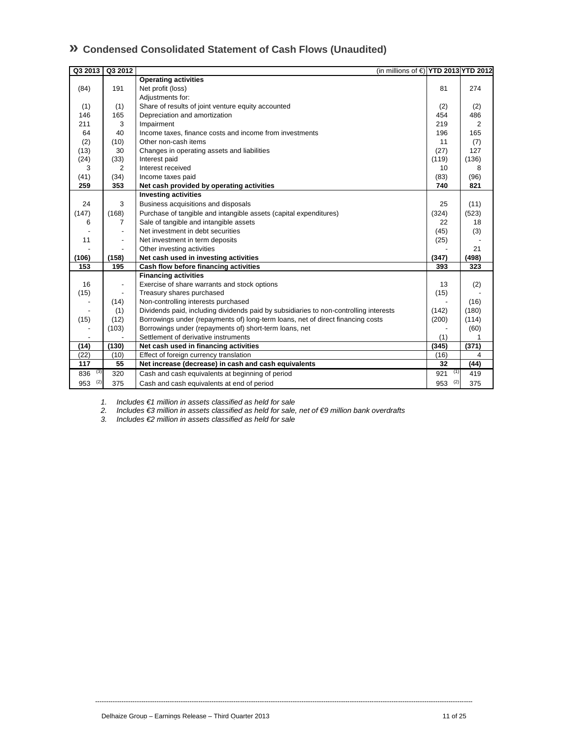## » Condensed Consolidated Statement of Cash Flows (Unaudited)

| Q3 2013 | Q3 2012 | (in millions of €) | YTD 2013 | YTD 2012 |
|---|---|---|---|---|
| | | **Operating activities** | | |
| (84) | 191 | Net profit (loss) | 81 | 274 |
| | | Adjustments for: | | |
| (1) | (1) | Share of results of joint venture equity accounted | (2) | (2) |
| 146 | 165 | Depreciation and amortization | 454 | 486 |
| 211 | 3 | Impairment | 219 | 2 |
| 64 | 40 | Income taxes, finance costs and income from investments | 196 | 165 |
| (2) | (10) | Other non-cash items | 11 | (7) |
| (13) | 30 | Changes in operating assets and liabilities | (27) | 127 |
| (24) | (33) | Interest paid | (119) | (136) |
| 3 | 2 | Interest received | 10 | 8 |
| (41) | (34) | Income taxes paid | (83) | (96) |
| **259** | **353** | **Net cash provided by operating activities** | **740** | **821** |
| | | **Investing activities** | | |
| 24 | 3 | Business acquisitions and disposals | 25 | (11) |
| (147) | (168) | Purchase of tangible and intangible assets (capital expenditures) | (324) | (523) |
| 6 | 7 | Sale of tangible and intangible assets | 22 | 18 |
| - | - | Net investment in debt securities | (45) | (3) |
| 11 | - | Net investment in term deposits | (25) | - |
| - | - | Other investing activities | - | 21 |
| **(106)** | **(158)** | **Net cash used in investing activities** | **(347)** | **(498)** |
| **153** | **195** | **Cash flow before financing activities** | **393** | **323** |
| | | **Financing activities** | | |
| 16 | - | Exercise of share warrants and stock options | 13 | (2) |
| (15) | - | Treasury shares purchased | (15) | - |
| - | (14) | Non-controlling interests purchased | - | (16) |
| - | (1) | Dividends paid, including dividends paid by subsidiaries to non-controlling interests | (142) | (180) |
| (15) | (12) | Borrowings under (repayments of) long-term loans, net of direct financing costs | (200) | (114) |
| - | (103) | Borrowings under (repayments of) short-term loans, net | - | (60) |
| - | - | Settlement of derivative instruments | (1) | 1 |
| **(14)** | **(130)** | **Net cash used in financing activities** | **(345)** | **(371)** |
| (22) | (10) | Effect of foreign currency translation | (16) | 4 |
| **117** | **55** | **Net increase (decrease) in cash and cash equivalents** | **32** | **(44)** |
| 836 (3) | 320 | Cash and cash equivalents at beginning of period | 921 (1) | 419 |
| 953 (2) | 375 | Cash and cash equivalents at end of period | 953 (2) | 375 |

1. *Includes €1 million in assets classified as held for sale*
2. *Includes €3 million in assets classified as held for sale, net of €9 million bank overdrafts*
3. *Includes €2 million in assets classified as held for sale*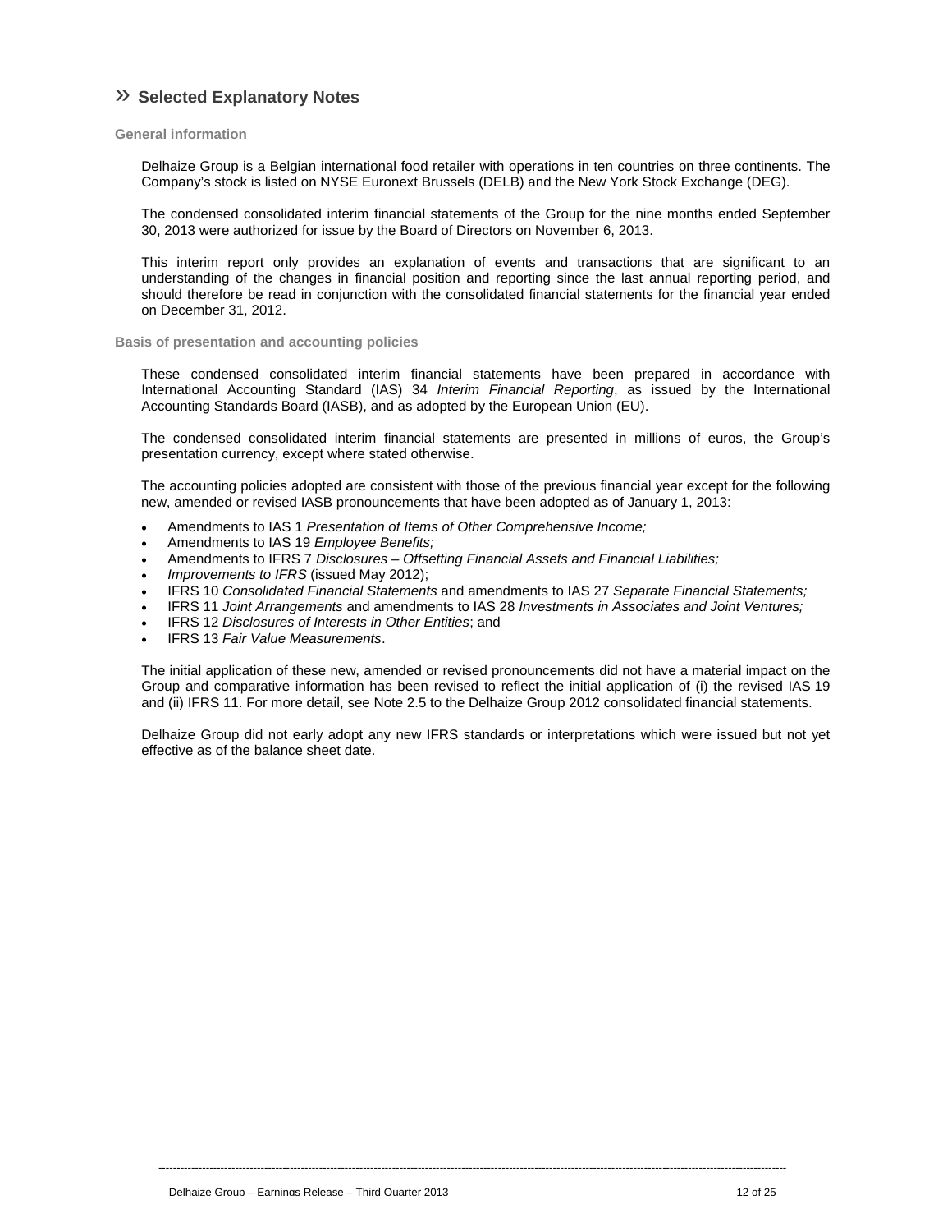## » Selected Explanatory Notes

### General information

Delhaize Group is a Belgian international food retailer with operations in ten countries on three continents. The Company's stock is listed on NYSE Euronext Brussels (DELB) and the New York Stock Exchange (DEG).

The condensed consolidated interim financial statements of the Group for the nine months ended September 30, 2013 were authorized for issue by the Board of Directors on November 6, 2013.

This interim report only provides an explanation of events and transactions that are significant to an understanding of the changes in financial position and reporting since the last annual reporting period, and should therefore be read in conjunction with the consolidated financial statements for the financial year ended on December 31, 2012.

### Basis of presentation and accounting policies

These condensed consolidated interim financial statements have been prepared in accordance with International Accounting Standard (IAS) 34 *Interim Financial Reporting*, as issued by the International Accounting Standards Board (IASB), and as adopted by the European Union (EU).

The condensed consolidated interim financial statements are presented in millions of euros, the Group's presentation currency, except where stated otherwise.

The accounting policies adopted are consistent with those of the previous financial year except for the following new, amended or revised IASB pronouncements that have been adopted as of January 1, 2013:

- Amendments to IAS 1 *Presentation of Items of Other Comprehensive Income;*
- Amendments to IAS 19 *Employee Benefits;*
- Amendments to IFRS 7 *Disclosures – Offsetting Financial Assets and Financial Liabilities;*
- *Improvements to IFRS* (issued May 2012);
- IFRS 10 *Consolidated Financial Statements* and amendments to IAS 27 *Separate Financial Statements;*
- IFRS 11 *Joint Arrangements* and amendments to IAS 28 *Investments in Associates and Joint Ventures;*
- IFRS 12 *Disclosures of Interests in Other Entities*; and
- IFRS 13 *Fair Value Measurements*.

The initial application of these new, amended or revised pronouncements did not have a material impact on the Group and comparative information has been revised to reflect the initial application of (i) the revised IAS 19 and (ii) IFRS 11. For more detail, see Note 2.5 to the Delhaize Group 2012 consolidated financial statements.

Delhaize Group did not early adopt any new IFRS standards or interpretations which were issued but not yet effective as of the balance sheet date.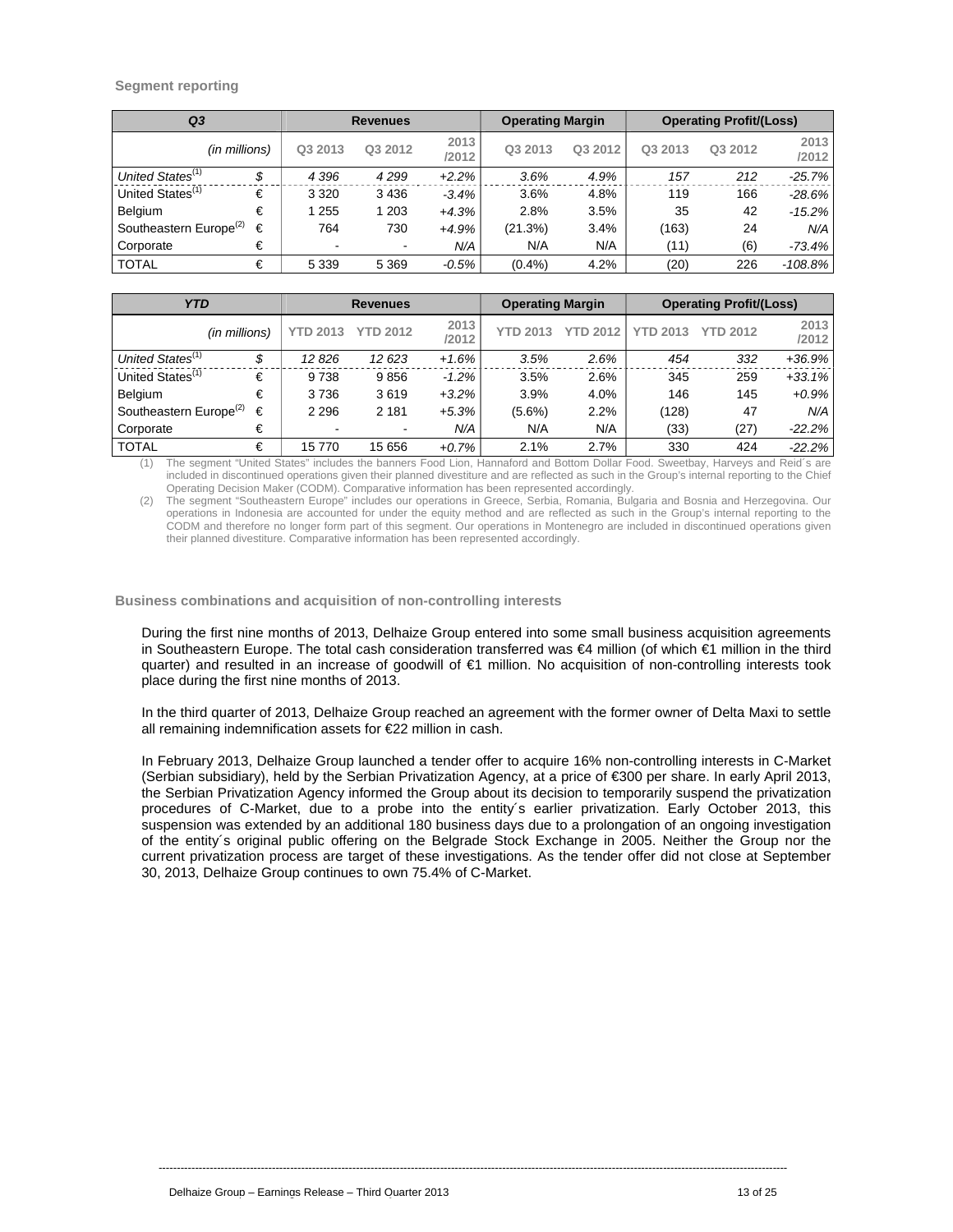**Segment reporting**

| *Q3* | | Revenues | | | Operating Margin | | Operating Profit/(Loss) | | |
|---|---|---|---|---|---|---|---|---|---|
| *(in millions)* | | Q3 2013 | Q3 2012 | 2013 /2012 | Q3 2013 | Q3 2012 | Q3 2013 | Q3 2012 | 2013 /2012 |
| *United States*[(1)] | *$* | *4 396* | *4 299* | *+2.2%* | *3.6%* | *4.9%* | *157* | *212* | *-25.7%* |
| United States[(1)] | € | 3 320 | 3 436 | *-3.4%* | 3.6% | 4.8% | 119 | 166 | *-28.6%* |
| Belgium | € | 1 255 | 1 203 | *+4.3%* | 2.8% | 3.5% | 35 | 42 | *-15.2%* |
| Southeastern Europe[(2)] | € | 764 | 730 | *+4.9%* | (21.3%) | 3.4% | (163) | 24 | *N/A* |
| Corporate | € | - | - | *N/A* | N/A | N/A | (11) | (6) | *-73.4%* |
| TOTAL | € | 5 339 | 5 369 | *-0.5%* | (0.4%) | 4.2% | (20) | 226 | *-108.8%* |

| *YTD* | | Revenues | | | Operating Margin | | Operating Profit/(Loss) | | |
|---|---|---|---|---|---|---|---|---|---|
| *(in millions)* | | YTD 2013 | YTD 2012 | 2013 /2012 | YTD 2013 | YTD 2012 | YTD 2013 | YTD 2012 | 2013 /2012 |
| *United States*[(1)] | *$* | *12 826* | *12 623* | *+1.6%* | *3.5%* | *2.6%* | *454* | *332* | *+36.9%* |
| United States[(1)] | € | 9 738 | 9 856 | *-1.2%* | 3.5% | 2.6% | 345 | 259 | *+33.1%* |
| Belgium | € | 3 736 | 3 619 | *+3.2%* | 3.9% | 4.0% | 146 | 145 | *+0.9%* |
| Southeastern Europe[(2)] | € | 2 296 | 2 181 | *+5.3%* | (5.6%) | 2.2% | (128) | 47 | *N/A* |
| Corporate | € | - | - | *N/A* | N/A | N/A | (33) | (27) | *-22.2%* |
| TOTAL | € | 15 770 | 15 656 | *+0.7%* | 2.1% | 2.7% | 330 | 424 | *-22.2%* |

(1) The segment "United States" includes the banners Food Lion, Hannaford and Bottom Dollar Food. Sweetbay, Harveys and Reid´s are included in discontinued operations given their planned divestiture and are reflected as such in the Group's internal reporting to the Chief Operating Decision Maker (CODM). Comparative information has been represented accordingly.

(2) The segment "Southeastern Europe" includes our operations in Greece, Serbia, Romania, Bulgaria and Bosnia and Herzegovina. Our operations in Indonesia are accounted for under the equity method and are reflected as such in the Group's internal reporting to the CODM and therefore no longer form part of this segment. Our operations in Montenegro are included in discontinued operations given their planned divestiture. Comparative information has been represented accordingly.

**Business combinations and acquisition of non-controlling interests**

During the first nine months of 2013, Delhaize Group entered into some small business acquisition agreements in Southeastern Europe. The total cash consideration transferred was €4 million (of which €1 million in the third quarter) and resulted in an increase of goodwill of €1 million. No acquisition of non-controlling interests took place during the first nine months of 2013.

In the third quarter of 2013, Delhaize Group reached an agreement with the former owner of Delta Maxi to settle all remaining indemnification assets for €22 million in cash.

In February 2013, Delhaize Group launched a tender offer to acquire 16% non-controlling interests in C-Market (Serbian subsidiary), held by the Serbian Privatization Agency, at a price of €300 per share. In early April 2013, the Serbian Privatization Agency informed the Group about its decision to temporarily suspend the privatization procedures of C-Market, due to a probe into the entity´s earlier privatization. Early October 2013, this suspension was extended by an additional 180 business days due to a prolongation of an ongoing investigation of the entity´s original public offering on the Belgrade Stock Exchange in 2005. Neither the Group nor the current privatization process are target of these investigations. As the tender offer did not close at September 30, 2013, Delhaize Group continues to own 75.4% of C-Market.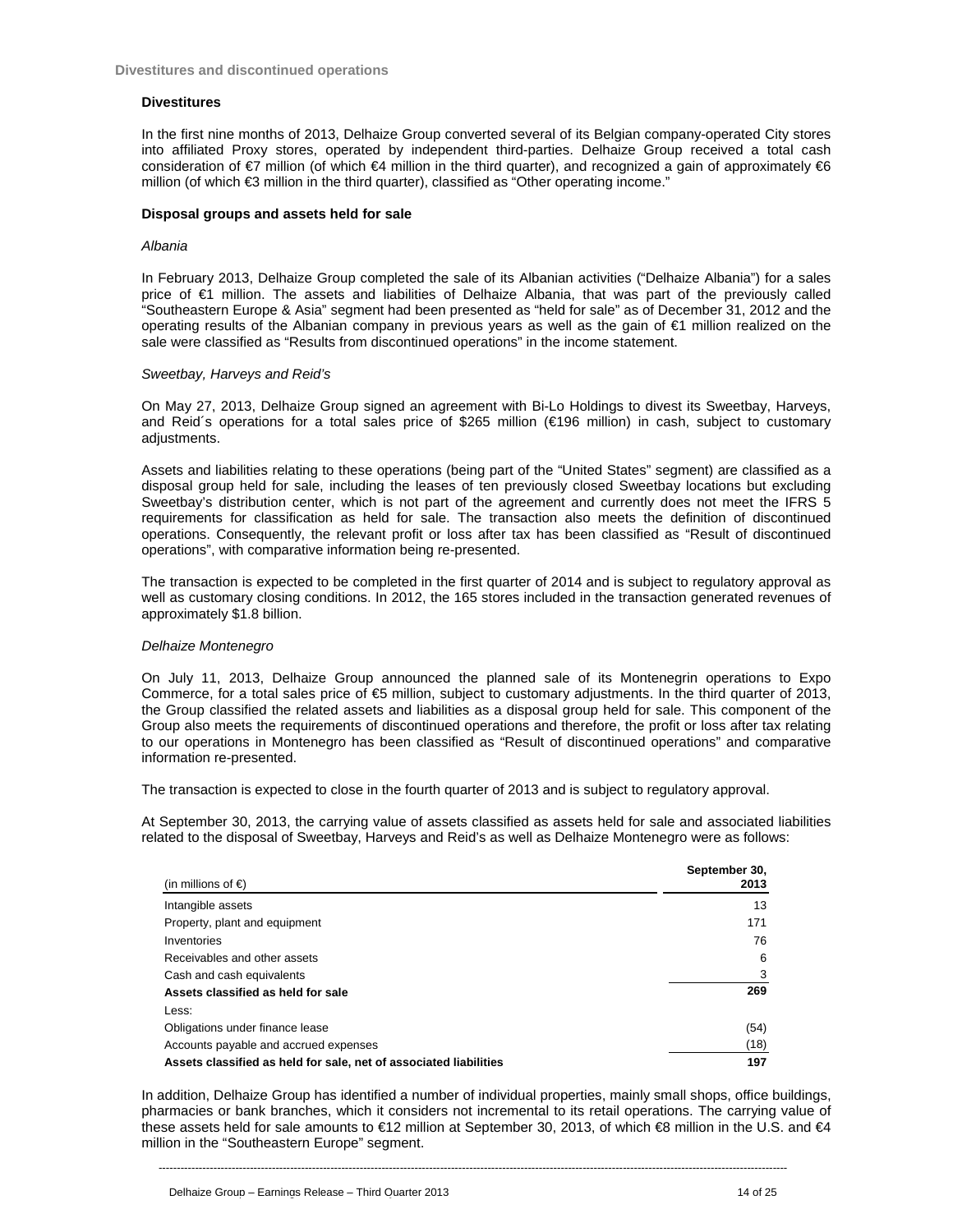## Divestitures and discontinued operations

### Divestitures

In the first nine months of 2013, Delhaize Group converted several of its Belgian company-operated City stores into affiliated Proxy stores, operated by independent third-parties. Delhaize Group received a total cash consideration of €7 million (of which €4 million in the third quarter), and recognized a gain of approximately €6 million (of which €3 million in the third quarter), classified as "Other operating income."

### Disposal groups and assets held for sale

*Albania*

In February 2013, Delhaize Group completed the sale of its Albanian activities ("Delhaize Albania") for a sales price of €1 million. The assets and liabilities of Delhaize Albania, that was part of the previously called "Southeastern Europe & Asia" segment had been presented as "held for sale" as of December 31, 2012 and the operating results of the Albanian company in previous years as well as the gain of €1 million realized on the sale were classified as "Results from discontinued operations" in the income statement.

*Sweetbay, Harveys and Reid's*

On May 27, 2013, Delhaize Group signed an agreement with Bi-Lo Holdings to divest its Sweetbay, Harveys, and Reid´s operations for a total sales price of $265 million (€196 million) in cash, subject to customary adjustments.

Assets and liabilities relating to these operations (being part of the "United States" segment) are classified as a disposal group held for sale, including the leases of ten previously closed Sweetbay locations but excluding Sweetbay's distribution center, which is not part of the agreement and currently does not meet the IFRS 5 requirements for classification as held for sale. The transaction also meets the definition of discontinued operations. Consequently, the relevant profit or loss after tax has been classified as "Result of discontinued operations", with comparative information being re-presented.

The transaction is expected to be completed in the first quarter of 2014 and is subject to regulatory approval as well as customary closing conditions. In 2012, the 165 stores included in the transaction generated revenues of approximately $1.8 billion.

*Delhaize Montenegro*

On July 11, 2013, Delhaize Group announced the planned sale of its Montenegrin operations to Expo Commerce, for a total sales price of €5 million, subject to customary adjustments. In the third quarter of 2013, the Group classified the related assets and liabilities as a disposal group held for sale. This component of the Group also meets the requirements of discontinued operations and therefore, the profit or loss after tax relating to our operations in Montenegro has been classified as "Result of discontinued operations" and comparative information re-presented.

The transaction is expected to close in the fourth quarter of 2013 and is subject to regulatory approval.

At September 30, 2013, the carrying value of assets classified as assets held for sale and associated liabilities related to the disposal of Sweetbay, Harveys and Reid's as well as Delhaize Montenegro were as follows:

| (in millions of €) | September 30, 2013 |
|---|---|
| Intangible assets | 13 |
| Property, plant and equipment | 171 |
| Inventories | 76 |
| Receivables and other assets | 6 |
| Cash and cash equivalents | 3 |
| **Assets classified as held for sale** | **269** |
| Less: | |
| Obligations under finance lease | (54) |
| Accounts payable and accrued expenses | (18) |
| **Assets classified as held for sale, net of associated liabilities** | **197** |

In addition, Delhaize Group has identified a number of individual properties, mainly small shops, office buildings, pharmacies or bank branches, which it considers not incremental to its retail operations. The carrying value of these assets held for sale amounts to €12 million at September 30, 2013, of which €8 million in the U.S. and €4 million in the "Southeastern Europe" segment.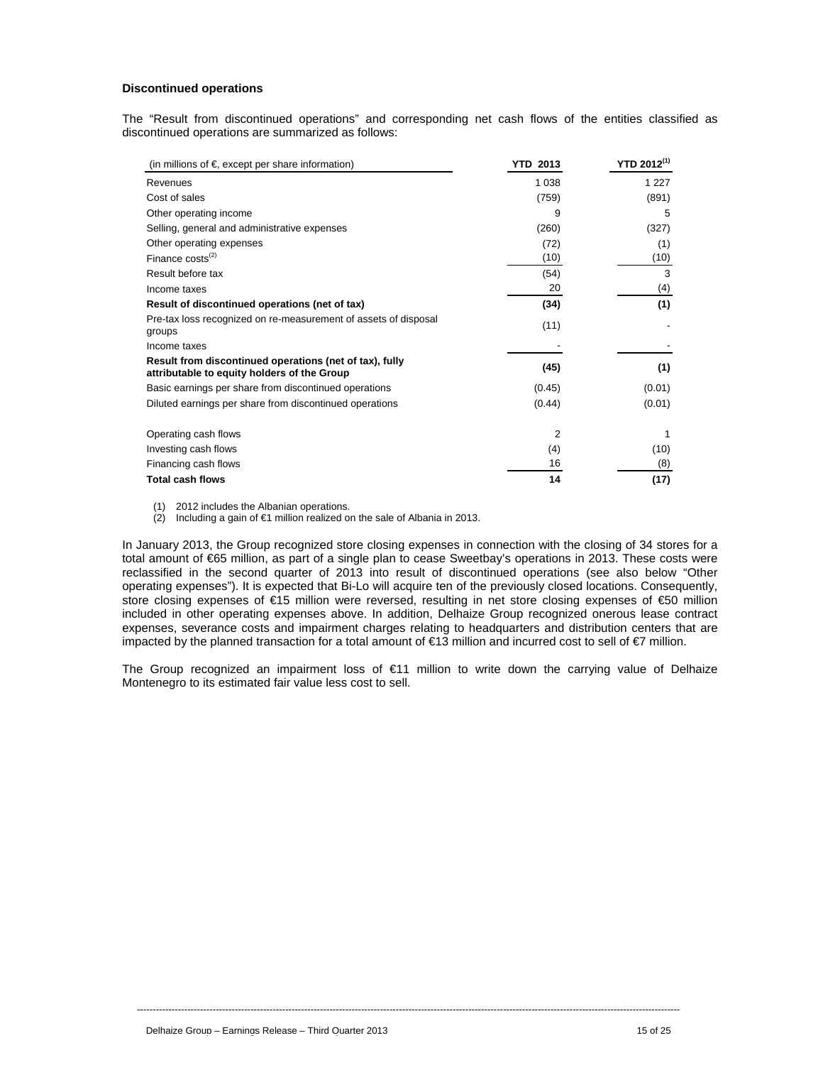**Discontinued operations**

The "Result from discontinued operations" and corresponding net cash flows of the entities classified as discontinued operations are summarized as follows:

| (in millions of €, except per share information) | YTD 2013 | YTD 2012[(1)] |
|---|---|---|
| Revenues | 1 038 | 1 227 |
| Cost of sales | (759) | (891) |
| Other operating income | 9 | 5 |
| Selling, general and administrative expenses | (260) | (327) |
| Other operating expenses | (72) | (1) |
| Finance costs[(2)] | (10) | (10) |
| Result before tax | (54) | 3 |
| Income taxes | 20 | (4) |
| **Result of discontinued operations (net of tax)** | **(34)** | **(1)** |
| Pre-tax loss recognized on re-measurement of assets of disposal groups | (11) | - |
| Income taxes | - | - |
| **Result from discontinued operations (net of tax), fully attributable to equity holders of the Group** | **(45)** | **(1)** |
| Basic earnings per share from discontinued operations | (0.45) | (0.01) |
| Diluted earnings per share from discontinued operations | (0.44) | (0.01) |
| | | |
| Operating cash flows | 2 | 1 |
| Investing cash flows | (4) | (10) |
| Financing cash flows | 16 | (8) |
| **Total cash flows** | **14** | **(17)** |

(1) 2012 includes the Albanian operations.
(2) Including a gain of €1 million realized on the sale of Albania in 2013.

In January 2013, the Group recognized store closing expenses in connection with the closing of 34 stores for a total amount of €65 million, as part of a single plan to cease Sweetbay's operations in 2013. These costs were reclassified in the second quarter of 2013 into result of discontinued operations (see also below "Other operating expenses"). It is expected that Bi-Lo will acquire ten of the previously closed locations. Consequently, store closing expenses of €15 million were reversed, resulting in net store closing expenses of €50 million included in other operating expenses above. In addition, Delhaize Group recognized onerous lease contract expenses, severance costs and impairment charges relating to headquarters and distribution centers that are impacted by the planned transaction for a total amount of €13 million and incurred cost to sell of €7 million.

The Group recognized an impairment loss of €11 million to write down the carrying value of Delhaize Montenegro to its estimated fair value less cost to sell.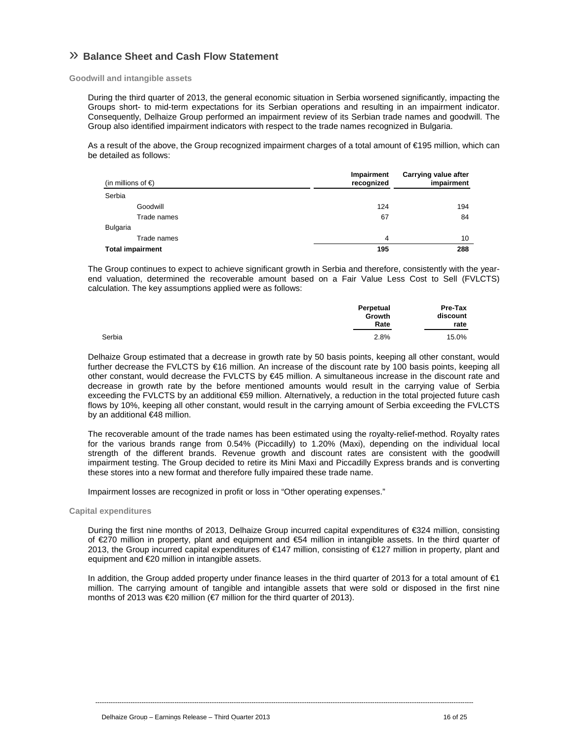## » Balance Sheet and Cash Flow Statement

### Goodwill and intangible assets

During the third quarter of 2013, the general economic situation in Serbia worsened significantly, impacting the Groups short- to mid-term expectations for its Serbian operations and resulting in an impairment indicator. Consequently, Delhaize Group performed an impairment review of its Serbian trade names and goodwill. The Group also identified impairment indicators with respect to the trade names recognized in Bulgaria.

As a result of the above, the Group recognized impairment charges of a total amount of €195 million, which can be detailed as follows:

| (in millions of €) | Impairment recognized | Carrying value after impairment |
|---|---|---|
| Serbia | | |
| Goodwill | 124 | 194 |
| Trade names | 67 | 84 |
| Bulgaria | | |
| Trade names | 4 | 10 |
| **Total impairment** | **195** | **288** |

The Group continues to expect to achieve significant growth in Serbia and therefore, consistently with the year-end valuation, determined the recoverable amount based on a Fair Value Less Cost to Sell (FVLCTS) calculation. The key assumptions applied were as follows:

| | Perpetual Growth Rate | Pre-Tax discount rate |
|---|---|---|
| Serbia | 2.8% | 15.0% |

Delhaize Group estimated that a decrease in growth rate by 50 basis points, keeping all other constant, would further decrease the FVLCTS by €16 million. An increase of the discount rate by 100 basis points, keeping all other constant, would decrease the FVLCTS by €45 million. A simultaneous increase in the discount rate and decrease in growth rate by the before mentioned amounts would result in the carrying value of Serbia exceeding the FVLCTS by an additional €59 million. Alternatively, a reduction in the total projected future cash flows by 10%, keeping all other constant, would result in the carrying amount of Serbia exceeding the FVLCTS by an additional €48 million.

The recoverable amount of the trade names has been estimated using the royalty-relief-method. Royalty rates for the various brands range from 0.54% (Piccadilly) to 1.20% (Maxi), depending on the individual local strength of the different brands. Revenue growth and discount rates are consistent with the goodwill impairment testing. The Group decided to retire its Mini Maxi and Piccadilly Express brands and is converting these stores into a new format and therefore fully impaired these trade name.

Impairment losses are recognized in profit or loss in "Other operating expenses."

### Capital expenditures

During the first nine months of 2013, Delhaize Group incurred capital expenditures of €324 million, consisting of €270 million in property, plant and equipment and €54 million in intangible assets. In the third quarter of 2013, the Group incurred capital expenditures of €147 million, consisting of €127 million in property, plant and equipment and €20 million in intangible assets.

In addition, the Group added property under finance leases in the third quarter of 2013 for a total amount of €1 million. The carrying amount of tangible and intangible assets that were sold or disposed in the first nine months of 2013 was €20 million (€7 million for the third quarter of 2013).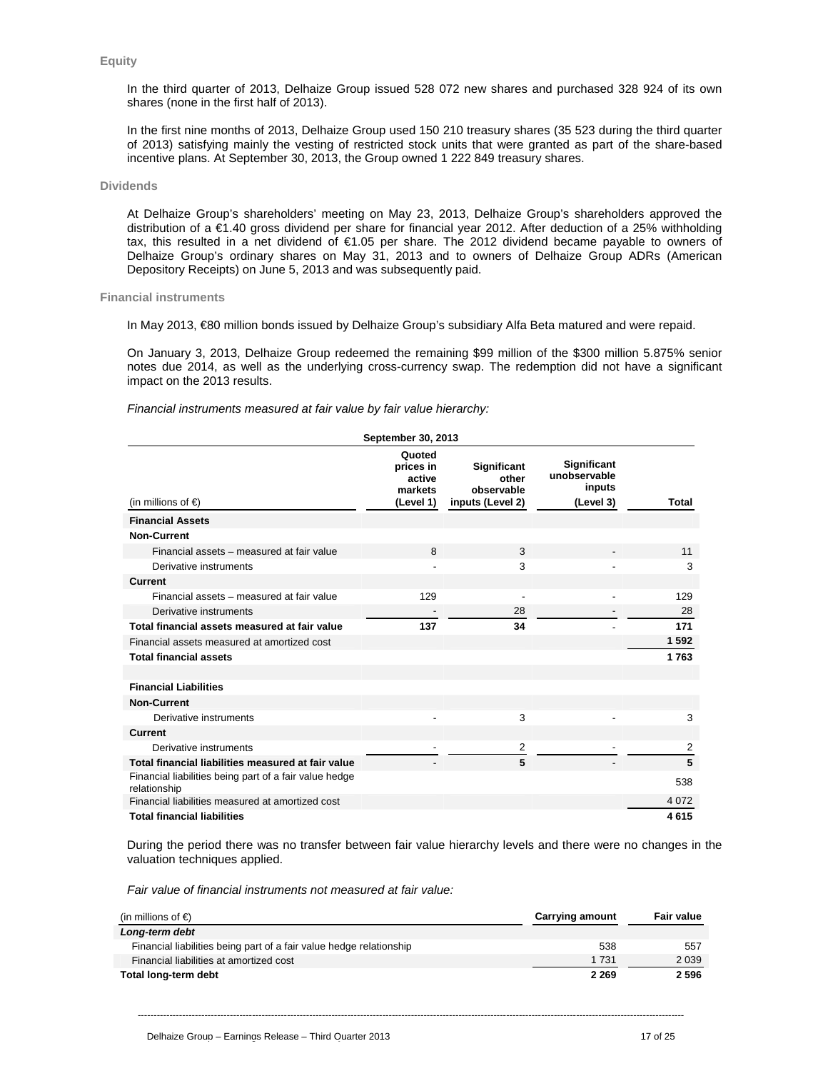### Equity

In the third quarter of 2013, Delhaize Group issued 528 072 new shares and purchased 328 924 of its own shares (none in the first half of 2013).

In the first nine months of 2013, Delhaize Group used 150 210 treasury shares (35 523 during the third quarter of 2013) satisfying mainly the vesting of restricted stock units that were granted as part of the share-based incentive plans. At September 30, 2013, the Group owned 1 222 849 treasury shares.

### Dividends

At Delhaize Group's shareholders' meeting on May 23, 2013, Delhaize Group's shareholders approved the distribution of a €1.40 gross dividend per share for financial year 2012. After deduction of a 25% withholding tax, this resulted in a net dividend of €1.05 per share. The 2012 dividend became payable to owners of Delhaize Group's ordinary shares on May 31, 2013 and to owners of Delhaize Group ADRs (American Depository Receipts) on June 5, 2013 and was subsequently paid.

### Financial instruments

In May 2013, €80 million bonds issued by Delhaize Group's subsidiary Alfa Beta matured and were repaid.

On January 3, 2013, Delhaize Group redeemed the remaining $99 million of the $300 million 5.875% senior notes due 2014, as well as the underlying cross-currency swap. The redemption did not have a significant impact on the 2013 results.

*Financial instruments measured at fair value by fair value hierarchy:*

| | September 30, 2013 | | | |
|---|---|---|---|---|
| (in millions of €) | Quoted prices in active markets (Level 1) | Significant other observable inputs (Level 2) | Significant unobservable inputs (Level 3) | Total |
| **Financial Assets** | | | | |
| **Non-Current** | | | | |
| Financial assets – measured at fair value | 8 | 3 | - | 11 |
| Derivative instruments | - | 3 | - | 3 |
| **Current** | | | | |
| Financial assets – measured at fair value | 129 | - | - | 129 |
| Derivative instruments | - | 28 | - | 28 |
| **Total financial assets measured at fair value** | **137** | **34** | - | **171** |
| Financial assets measured at amortized cost | | | | **1 592** |
| **Total financial assets** | | | | **1 763** |
| | | | | |
| **Financial Liabilities** | | | | |
| **Non-Current** | | | | |
| Derivative instruments | - | 3 | - | 3 |
| **Current** | | | | |
| Derivative instruments | - | 2 | - | 2 |
| **Total financial liabilities measured at fair value** | - | **5** | - | **5** |
| Financial liabilities being part of a fair value hedge relationship | | | | 538 |
| Financial liabilities measured at amortized cost | | | | 4 072 |
| **Total financial liabilities** | | | | **4 615** |

During the period there was no transfer between fair value hierarchy levels and there were no changes in the valuation techniques applied.

*Fair value of financial instruments not measured at fair value:*

| (in millions of €) | Carrying amount | Fair value |
|---|---|---|
| ***Long-term debt*** | | |
| Financial liabilities being part of a fair value hedge relationship | 538 | 557 |
| Financial liabilities at amortized cost | 1 731 | 2 039 |
| **Total long-term debt** | **2 269** | **2 596** |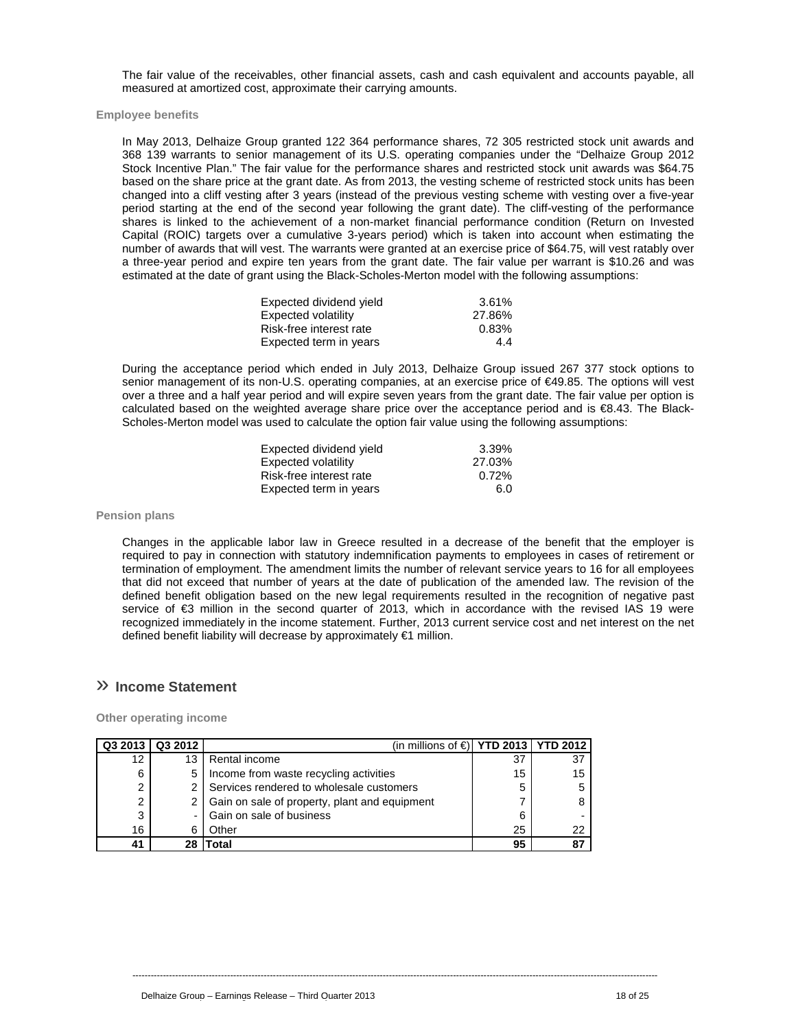The fair value of the receivables, other financial assets, cash and cash equivalent and accounts payable, all measured at amortized cost, approximate their carrying amounts.

### Employee benefits

In May 2013, Delhaize Group granted 122 364 performance shares, 72 305 restricted stock unit awards and 368 139 warrants to senior management of its U.S. operating companies under the "Delhaize Group 2012 Stock Incentive Plan." The fair value for the performance shares and restricted stock unit awards was $64.75 based on the share price at the grant date. As from 2013, the vesting scheme of restricted stock units has been changed into a cliff vesting after 3 years (instead of the previous vesting scheme with vesting over a five-year period starting at the end of the second year following the grant date). The cliff-vesting of the performance shares is linked to the achievement of a non-market financial performance condition (Return on Invested Capital (ROIC) targets over a cumulative 3-years period) which is taken into account when estimating the number of awards that will vest. The warrants were granted at an exercise price of $64.75, will vest ratably over a three-year period and expire ten years from the grant date. The fair value per warrant is $10.26 and was estimated at the date of grant using the Black-Scholes-Merton model with the following assumptions:

| | |
|---|---|
| Expected dividend yield | 3.61% |
| Expected volatility | 27.86% |
| Risk-free interest rate | 0.83% |
| Expected term in years | 4.4 |

During the acceptance period which ended in July 2013, Delhaize Group issued 267 377 stock options to senior management of its non-U.S. operating companies, at an exercise price of €49.85. The options will vest over a three and a half year period and will expire seven years from the grant date. The fair value per option is calculated based on the weighted average share price over the acceptance period and is €8.43. The Black-Scholes-Merton model was used to calculate the option fair value using the following assumptions:

| | |
|---|---|
| Expected dividend yield | 3.39% |
| Expected volatility | 27.03% |
| Risk-free interest rate | 0.72% |
| Expected term in years | 6.0 |

### Pension plans

Changes in the applicable labor law in Greece resulted in a decrease of the benefit that the employer is required to pay in connection with statutory indemnification payments to employees in cases of retirement or termination of employment. The amendment limits the number of relevant service years to 16 for all employees that did not exceed that number of years at the date of publication of the amended law. The revision of the defined benefit obligation based on the new legal requirements resulted in the recognition of negative past service of €3 million in the second quarter of 2013, which in accordance with the revised IAS 19 were recognized immediately in the income statement. Further, 2013 current service cost and net interest on the net defined benefit liability will decrease by approximately €1 million.

## » Income Statement

### Other operating income

| Q3 2013 | Q3 2012 | (in millions of €) | YTD 2013 | YTD 2012 |
|---|---|---|---|---|
| 12 | 13 | Rental income | 37 | 37 |
| 6 | 5 | Income from waste recycling activities | 15 | 15 |
| 2 | 2 | Services rendered to wholesale customers | 5 | 5 |
| 2 | 2 | Gain on sale of property, plant and equipment | 7 | 8 |
| 3 | - | Gain on sale of business | 6 | - |
| 16 | 6 | Other | 25 | 22 |
| **41** | **28** | **Total** | **95** | **87** |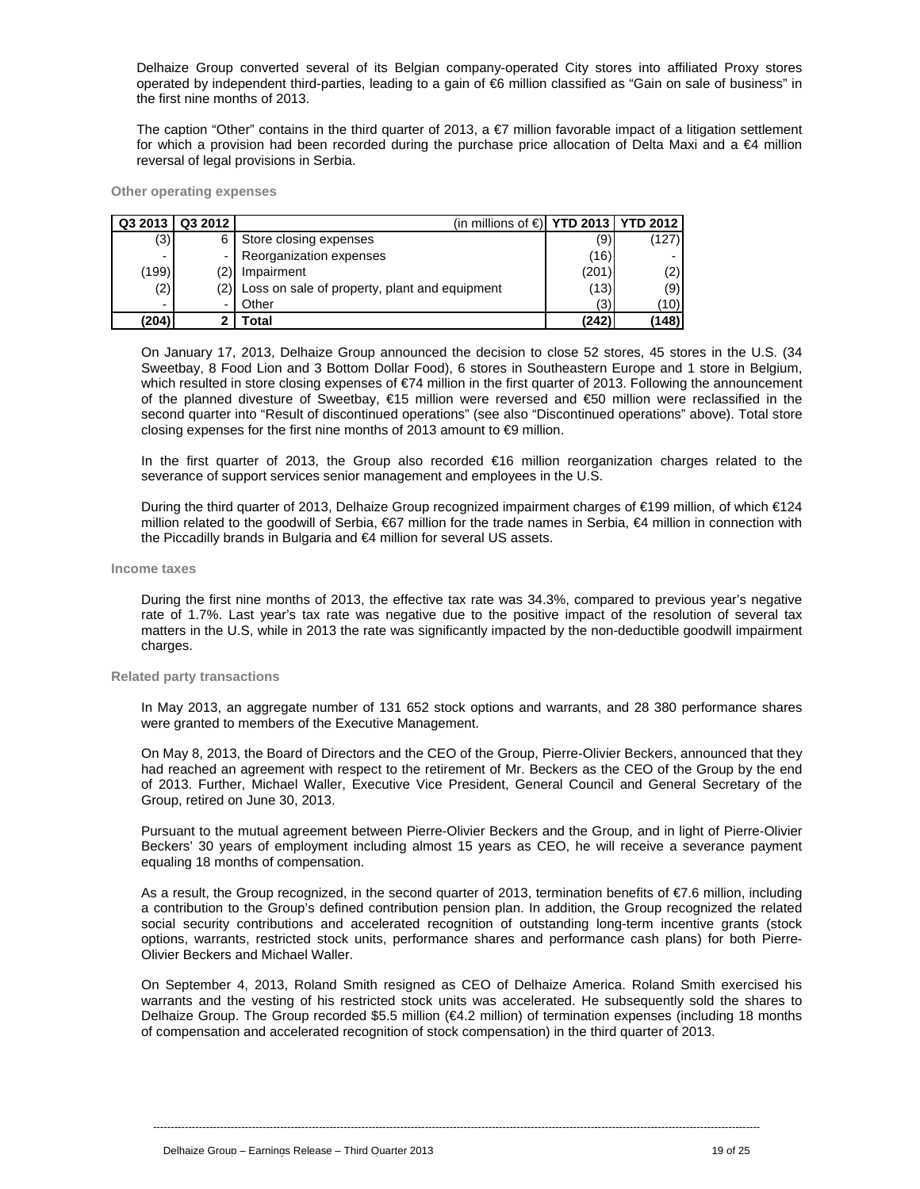Delhaize Group converted several of its Belgian company-operated City stores into affiliated Proxy stores operated by independent third-parties, leading to a gain of €6 million classified as "Gain on sale of business" in the first nine months of 2013.

The caption "Other" contains in the third quarter of 2013, a €7 million favorable impact of a litigation settlement for which a provision had been recorded during the purchase price allocation of Delta Maxi and a €4 million reversal of legal provisions in Serbia.

### Other operating expenses

| Q3 2013 | Q3 2012 | (in millions of €) | YTD 2013 | YTD 2012 |
|---|---|---|---|---|
| (3) | 6 | Store closing expenses | (9) | (127) |
| - | - | Reorganization expenses | (16) | - |
| (199) | (2) | Impairment | (201) | (2) |
| (2) | (2) | Loss on sale of property, plant and equipment | (13) | (9) |
| - | - | Other | (3) | (10) |
| **(204)** | **2** | **Total** | **(242)** | **(148)** |

On January 17, 2013, Delhaize Group announced the decision to close 52 stores, 45 stores in the U.S. (34 Sweetbay, 8 Food Lion and 3 Bottom Dollar Food), 6 stores in Southeastern Europe and 1 store in Belgium, which resulted in store closing expenses of €74 million in the first quarter of 2013. Following the announcement of the planned divesture of Sweetbay, €15 million were reversed and €50 million were reclassified in the second quarter into "Result of discontinued operations" (see also "Discontinued operations" above). Total store closing expenses for the first nine months of 2013 amount to €9 million.

In the first quarter of 2013, the Group also recorded €16 million reorganization charges related to the severance of support services senior management and employees in the U.S.

During the third quarter of 2013, Delhaize Group recognized impairment charges of €199 million, of which €124 million related to the goodwill of Serbia, €67 million for the trade names in Serbia, €4 million in connection with the Piccadilly brands in Bulgaria and €4 million for several US assets.

### Income taxes

During the first nine months of 2013, the effective tax rate was 34.3%, compared to previous year's negative rate of 1.7%. Last year's tax rate was negative due to the positive impact of the resolution of several tax matters in the U.S, while in 2013 the rate was significantly impacted by the non-deductible goodwill impairment charges.

### Related party transactions

In May 2013, an aggregate number of 131 652 stock options and warrants, and 28 380 performance shares were granted to members of the Executive Management.

On May 8, 2013, the Board of Directors and the CEO of the Group, Pierre-Olivier Beckers, announced that they had reached an agreement with respect to the retirement of Mr. Beckers as the CEO of the Group by the end of 2013. Further, Michael Waller, Executive Vice President, General Council and General Secretary of the Group, retired on June 30, 2013.

Pursuant to the mutual agreement between Pierre-Olivier Beckers and the Group, and in light of Pierre-Olivier Beckers' 30 years of employment including almost 15 years as CEO, he will receive a severance payment equaling 18 months of compensation.

As a result, the Group recognized, in the second quarter of 2013, termination benefits of €7.6 million, including a contribution to the Group's defined contribution pension plan. In addition, the Group recognized the related social security contributions and accelerated recognition of outstanding long-term incentive grants (stock options, warrants, restricted stock units, performance shares and performance cash plans) for both Pierre-Olivier Beckers and Michael Waller.

On September 4, 2013, Roland Smith resigned as CEO of Delhaize America. Roland Smith exercised his warrants and the vesting of his restricted stock units was accelerated. He subsequently sold the shares to Delhaize Group. The Group recorded $5.5 million (€4.2 million) of termination expenses (including 18 months of compensation and accelerated recognition of stock compensation) in the third quarter of 2013.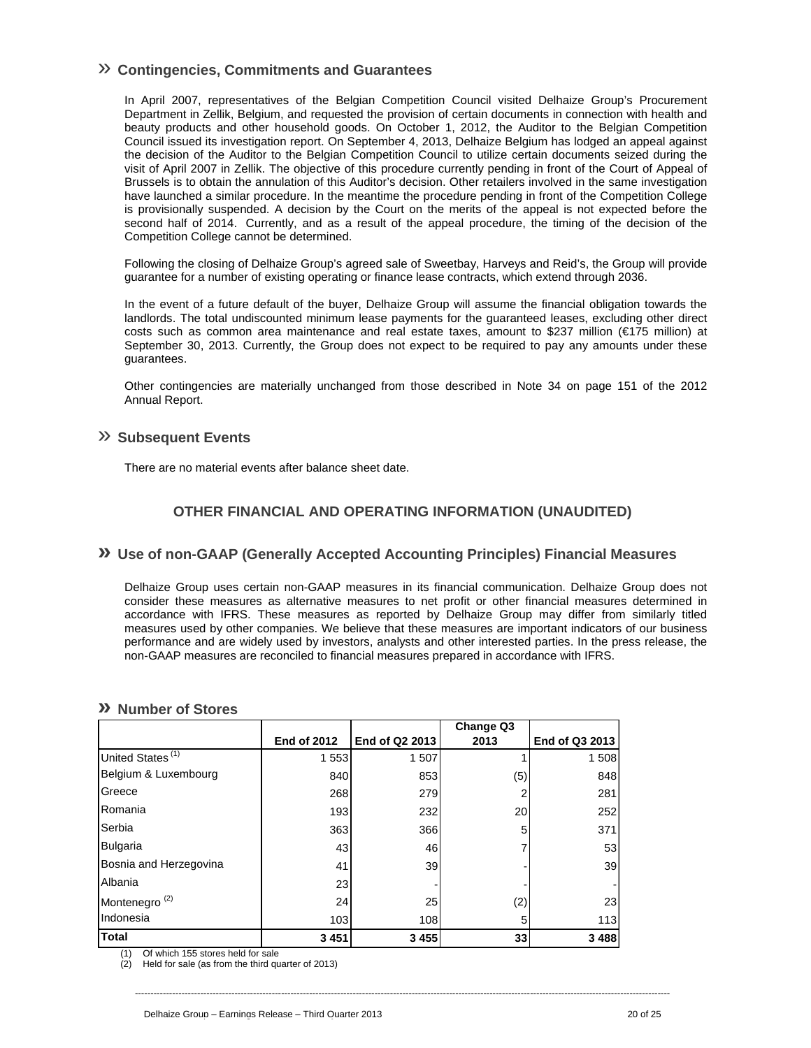## » Contingencies, Commitments and Guarantees

In April 2007, representatives of the Belgian Competition Council visited Delhaize Group's Procurement Department in Zellik, Belgium, and requested the provision of certain documents in connection with health and beauty products and other household goods. On October 1, 2012, the Auditor to the Belgian Competition Council issued its investigation report. On September 4, 2013, Delhaize Belgium has lodged an appeal against the decision of the Auditor to the Belgian Competition Council to utilize certain documents seized during the visit of April 2007 in Zellik. The objective of this procedure currently pending in front of the Court of Appeal of Brussels is to obtain the annulation of this Auditor's decision. Other retailers involved in the same investigation have launched a similar procedure. In the meantime the procedure pending in front of the Competition College is provisionally suspended. A decision by the Court on the merits of the appeal is not expected before the second half of 2014. Currently, and as a result of the appeal procedure, the timing of the decision of the Competition College cannot be determined.

Following the closing of Delhaize Group's agreed sale of Sweetbay, Harveys and Reid's, the Group will provide guarantee for a number of existing operating or finance lease contracts, which extend through 2036.

In the event of a future default of the buyer, Delhaize Group will assume the financial obligation towards the landlords. The total undiscounted minimum lease payments for the guaranteed leases, excluding other direct costs such as common area maintenance and real estate taxes, amount to $237 million (€175 million) at September 30, 2013. Currently, the Group does not expect to be required to pay any amounts under these guarantees.

Other contingencies are materially unchanged from those described in Note 34 on page 151 of the 2012 Annual Report.

## » Subsequent Events

There are no material events after balance sheet date.

# OTHER FINANCIAL AND OPERATING INFORMATION (UNAUDITED)

## » Use of non-GAAP (Generally Accepted Accounting Principles) Financial Measures

Delhaize Group uses certain non-GAAP measures in its financial communication. Delhaize Group does not consider these measures as alternative measures to net profit or other financial measures determined in accordance with IFRS. These measures as reported by Delhaize Group may differ from similarly titled measures used by other companies. We believe that these measures are important indicators of our business performance and are widely used by investors, analysts and other interested parties. In the press release, the non-GAAP measures are reconciled to financial measures prepared in accordance with IFRS.

## » Number of Stores

| | End of 2012 | End of Q2 2013 | Change Q3 2013 | End of Q3 2013 |
|---|---|---|---|---|
| United States (1) | 1 553 | 1 507 | 1 | 1 508 |
| Belgium & Luxembourg | 840 | 853 | (5) | 848 |
| Greece | 268 | 279 | 2 | 281 |
| Romania | 193 | 232 | 20 | 252 |
| Serbia | 363 | 366 | 5 | 371 |
| Bulgaria | 43 | 46 | 7 | 53 |
| Bosnia and Herzegovina | 41 | 39 | - | 39 |
| Albania | 23 | - | - | - |
| Montenegro (2) | 24 | 25 | (2) | 23 |
| Indonesia | 103 | 108 | 5 | 113 |
| **Total** | **3 451** | **3 455** | **33** | **3 488** |

(1) Of which 155 stores held for sale
(2) Held for sale (as from the third quarter of 2013)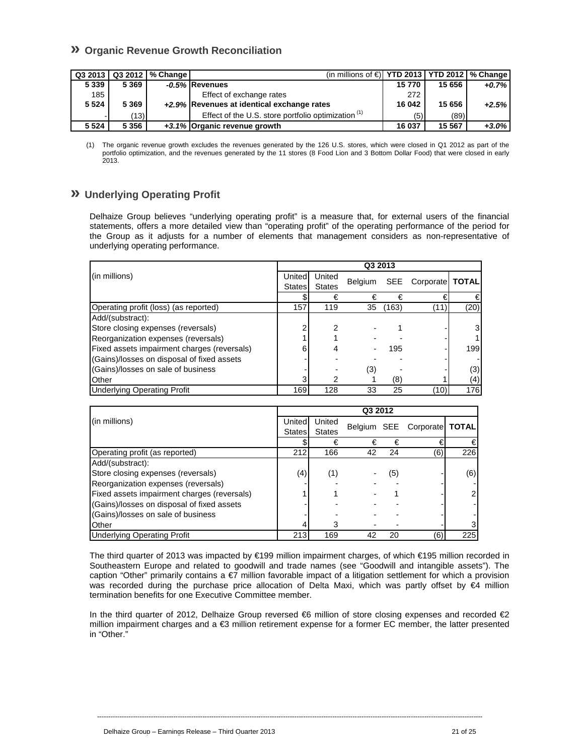## » Organic Revenue Growth Reconciliation

| Q3 2013 | Q3 2012 | % Change | (in millions of €) | YTD 2013 | YTD 2012 | % Change |
|---|---|---|---|---|---|---|
| **5 339** | **5 369** | *-0.5%* | **Revenues** | **15 770** | **15 656** | *+0.7%* |
| 185 | | | Effect of exchange rates | 272 | | |
| **5 524** | **5 369** | *+2.9%* | **Revenues at identical exchange rates** | **16 042** | **15 656** | *+2.5%* |
| - | (13) | | Effect of the U.S. store portfolio optimization [1] | (5) | (89) | |
| **5 524** | **5 356** | *+3.1%* | **Organic revenue growth** | **16 037** | **15 567** | *+3.0%* |

(1) The organic revenue growth excludes the revenues generated by the 126 U.S. stores, which were closed in Q1 2012 as part of the portfolio optimization, and the revenues generated by the 11 stores (8 Food Lion and 3 Bottom Dollar Food) that were closed in early 2013.

## » Underlying Operating Profit

Delhaize Group believes "underlying operating profit" is a measure that, for external users of the financial statements, offers a more detailed view than "operating profit" of the operating performance of the period for the Group as it adjusts for a number of elements that management considers as non-representative of underlying operating performance.

| (in millions) | Q3 2013 | | | | | |
|---|---|---|---|---|---|---|
| | United States | United States | Belgium | SEE | Corporate | **TOTAL** |
| | $ | € | € | € | € | € |
| Operating profit (loss) (as reported) | 157 | 119 | 35 | (163) | (11) | (20) |
| Add/(substract): | | | | | | |
| Store closing expenses (reversals) | 2 | 2 | - | 1 | - | 3 |
| Reorganization expenses (reversals) | 1 | 1 | - | - | - | 1 |
| Fixed assets impairment charges (reversals) | 6 | 4 | - | 195 | - | 199 |
| (Gains)/losses on disposal of fixed assets | - | - | - | - | - | - |
| (Gains)/losses on sale of business | - | - | (3) | - | - | (3) |
| Other | 3 | 2 | 1 | (8) | 1 | (4) |
| Underlying Operating Profit | 169 | 128 | 33 | 25 | (10) | 176 |

| (in millions) | Q3 2012 | | | | | |
|---|---|---|---|---|---|---|
| | United States | United States | Belgium | SEE | Corporate | **TOTAL** |
| | $ | € | € | € | € | € |
| Operating profit (as reported) | 212 | 166 | 42 | 24 | (6) | 226 |
| Add/(substract): | | | | | | |
| Store closing expenses (reversals) | (4) | (1) | - | (5) | - | (6) |
| Reorganization expenses (reversals) | - | - | - | - | - | - |
| Fixed assets impairment charges (reversals) | 1 | 1 | - | 1 | - | 2 |
| (Gains)/losses on disposal of fixed assets | - | - | - | - | - | - |
| (Gains)/losses on sale of business | - | - | - | - | - | - |
| Other | 4 | 3 | - | - | - | 3 |
| Underlying Operating Profit | 213 | 169 | 42 | 20 | (6) | 225 |

The third quarter of 2013 was impacted by €199 million impairment charges, of which €195 million recorded in Southeastern Europe and related to goodwill and trade names (see "Goodwill and intangible assets"). The caption "Other" primarily contains a €7 million favorable impact of a litigation settlement for which a provision was recorded during the purchase price allocation of Delta Maxi, which was partly offset by €4 million termination benefits for one Executive Committee member.

In the third quarter of 2012, Delhaize Group reversed €6 million of store closing expenses and recorded €2 million impairment charges and a €3 million retirement expense for a former EC member, the latter presented in "Other."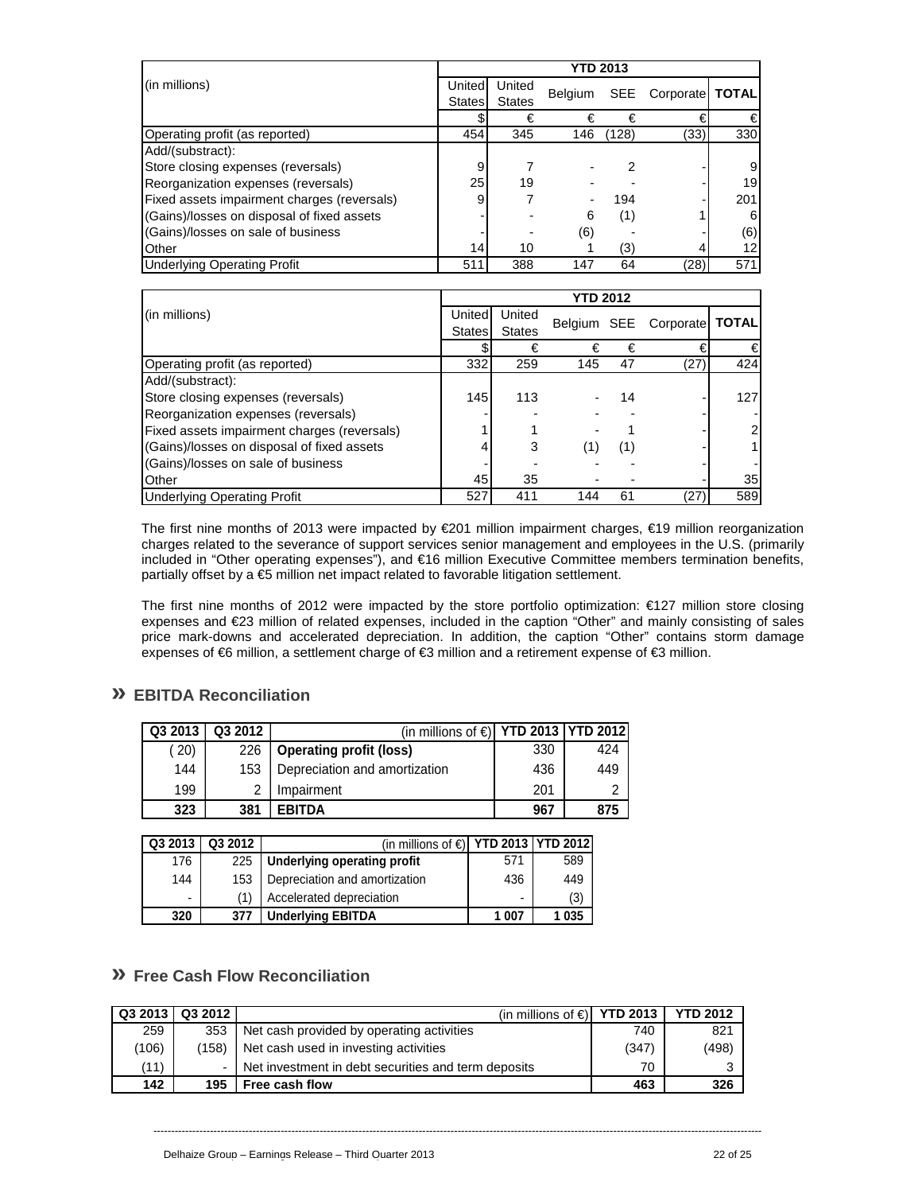| (in millions) | YTD 2013 | | | | | |
|---|---|---|---|---|---|---|
| | United States | United States | Belgium | SEE | Corporate | TOTAL |
| | $ | € | € | € | € | € |
| Operating profit (as reported) | 454 | 345 | 146 | (128) | (33) | 330 |
| Add/(substract): | | | | | | |
| Store closing expenses (reversals) | 9 | 7 | - | 2 | - | 9 |
| Reorganization expenses (reversals) | 25 | 19 | - | - | - | 19 |
| Fixed assets impairment charges (reversals) | 9 | 7 | - | 194 | - | 201 |
| (Gains)/losses on disposal of fixed assets | - | - | 6 | (1) | 1 | 6 |
| (Gains)/losses on sale of business | - | - | (6) | - | - | (6) |
| Other | 14 | 10 | 1 | (3) | 4 | 12 |
| Underlying Operating Profit | 511 | 388 | 147 | 64 | (28) | 571 |

| (in millions) | YTD 2012 | | | | | |
|---|---|---|---|---|---|---|
| | United States | United States | Belgium | SEE | Corporate | TOTAL |
| | $ | € | € | € | € | € |
| Operating profit (as reported) | 332 | 259 | 145 | 47 | (27) | 424 |
| Add/(substract): | | | | | | |
| Store closing expenses (reversals) | 145 | 113 | - | 14 | - | 127 |
| Reorganization expenses (reversals) | - | - | - | - | - | - |
| Fixed assets impairment charges (reversals) | 1 | 1 | - | 1 | - | 2 |
| (Gains)/losses on disposal of fixed assets | 4 | 3 | (1) | (1) | - | 1 |
| (Gains)/losses on sale of business | - | - | - | - | - | - |
| Other | 45 | 35 | - | - | - | 35 |
| Underlying Operating Profit | 527 | 411 | 144 | 61 | (27) | 589 |

The first nine months of 2013 were impacted by €201 million impairment charges, €19 million reorganization charges related to the severance of support services senior management and employees in the U.S. (primarily included in "Other operating expenses"), and €16 million Executive Committee members termination benefits, partially offset by a €5 million net impact related to favorable litigation settlement.

The first nine months of 2012 were impacted by the store portfolio optimization: €127 million store closing expenses and €23 million of related expenses, included in the caption "Other" and mainly consisting of sales price mark-downs and accelerated depreciation. In addition, the caption "Other" contains storm damage expenses of €6 million, a settlement charge of €3 million and a retirement expense of €3 million.

## » EBITDA Reconciliation

| Q3 2013 | Q3 2012 | (in millions of €) | YTD 2013 | YTD 2012 |
|---|---|---|---|---|
| (20) | 226 | **Operating profit (loss)** | 330 | 424 |
| 144 | 153 | Depreciation and amortization | 436 | 449 |
| 199 | 2 | Impairment | 201 | 2 |
| **323** | **381** | **EBITDA** | **967** | **875** |

| Q3 2013 | Q3 2012 | (in millions of €) | YTD 2013 | YTD 2012 |
|---|---|---|---|---|
| 176 | 225 | **Underlying operating profit** | 571 | 589 |
| 144 | 153 | Depreciation and amortization | 436 | 449 |
| - | (1) | Accelerated depreciation | - | (3) |
| **320** | **377** | **Underlying EBITDA** | **1 007** | **1 035** |

## » Free Cash Flow Reconciliation

| Q3 2013 | Q3 2012 | (in millions of €) | YTD 2013 | YTD 2012 |
|---|---|---|---|---|
| 259 | 353 | Net cash provided by operating activities | 740 | 821 |
| (106) | (158) | Net cash used in investing activities | (347) | (498) |
| (11) | - | Net investment in debt securities and term deposits | 70 | 3 |
| **142** | **195** | **Free cash flow** | **463** | **326** |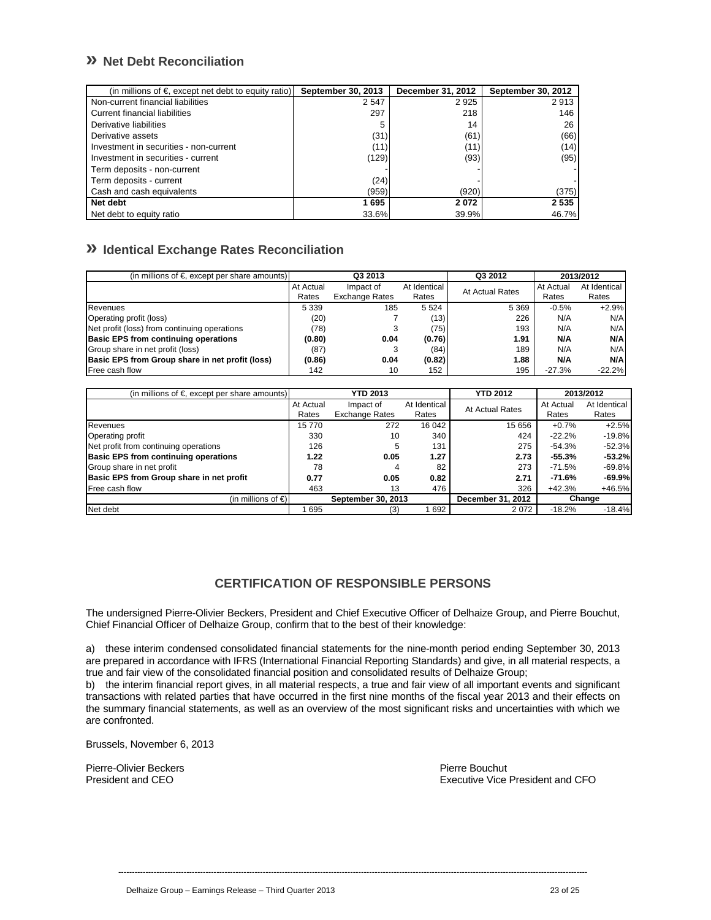## » Net Debt Reconciliation

| (in millions of €, except net debt to equity ratio) | September 30, 2013 | December 31, 2012 | September 30, 2012 |
|---|---|---|---|
| Non-current financial liabilities | 2 547 | 2 925 | 2 913 |
| Current financial liabilities | 297 | 218 | 146 |
| Derivative liabilities | 5 | 14 | 26 |
| Derivative assets | (31) | (61) | (66) |
| Investment in securities - non-current | (11) | (11) | (14) |
| Investment in securities - current | (129) | (93) | (95) |
| Term deposits - non-current | - | - | - |
| Term deposits - current | (24) | - | - |
| Cash and cash equivalents | (959) | (920) | (375) |
| **Net debt** | **1 695** | **2 072** | **2 535** |
| Net debt to equity ratio | 33.6% | 39.9% | 46.7% |

## » Identical Exchange Rates Reconciliation

| (in millions of €, except per share amounts) | Q3 2013 | | | Q3 2012 | 2013/2012 | |
|---|---|---|---|---|---|---|
| | At Actual Rates | Impact of Exchange Rates | At Identical Rates | At Actual Rates | At Actual Rates | At Identical Rates |
| Revenues | 5 339 | 185 | 5 524 | 5 369 | -0.5% | +2.9% |
| Operating profit (loss) | (20) | 7 | (13) | 226 | N/A | N/A |
| Net profit (loss) from continuing operations | (78) | 3 | (75) | 193 | N/A | N/A |
| **Basic EPS from continuing operations** | **(0.80)** | **0.04** | **(0.76)** | **1.91** | **N/A** | **N/A** |
| Group share in net profit (loss) | (87) | 3 | (84) | 189 | N/A | N/A |
| **Basic EPS from Group share in net profit (loss)** | **(0.86)** | **0.04** | **(0.82)** | **1.88** | **N/A** | **N/A** |
| Free cash flow | 142 | 10 | 152 | 195 | -27.3% | -22.2% |

| (in millions of €, except per share amounts) | YTD 2013 | | | YTD 2012 | 2013/2012 | |
|---|---|---|---|---|---|---|
| | At Actual Rates | Impact of Exchange Rates | At Identical Rates | At Actual Rates | At Actual Rates | At Identical Rates |
| Revenues | 15 770 | 272 | 16 042 | 15 656 | +0.7% | +2.5% |
| Operating profit | 330 | 10 | 340 | 424 | -22.2% | -19.8% |
| Net profit from continuing operations | 126 | 5 | 131 | 275 | -54.3% | -52.3% |
| **Basic EPS from continuing operations** | **1.22** | **0.05** | **1.27** | **2.73** | **-55.3%** | **-53.2%** |
| Group share in net profit | 78 | 4 | 82 | 273 | -71.5% | -69.8% |
| **Basic EPS from Group share in net profit** | **0.77** | **0.05** | **0.82** | **2.71** | **-71.6%** | **-69.9%** |
| Free cash flow | 463 | 13 | 476 | 326 | +42.3% | +46.5% |
| (in millions of €) | September 30, 2013 | | | December 31, 2012 | Change | |
| Net debt | 1 695 | (3) | 1 692 | 2 072 | -18.2% | -18.4% |

## CERTIFICATION OF RESPONSIBLE PERSONS

The undersigned Pierre-Olivier Beckers, President and Chief Executive Officer of Delhaize Group, and Pierre Bouchut, Chief Financial Officer of Delhaize Group, confirm that to the best of their knowledge:

a) these interim condensed consolidated financial statements for the nine-month period ending September 30, 2013 are prepared in accordance with IFRS (International Financial Reporting Standards) and give, in all material respects, a true and fair view of the consolidated financial position and consolidated results of Delhaize Group;

b) the interim financial report gives, in all material respects, a true and fair view of all important events and significant transactions with related parties that have occurred in the first nine months of the fiscal year 2013 and their effects on the summary financial statements, as well as an overview of the most significant risks and uncertainties with which we are confronted.

Brussels, November 6, 2013

Pierre-Olivier Beckers
President and CEO

Pierre Bouchut
Executive Vice President and CFO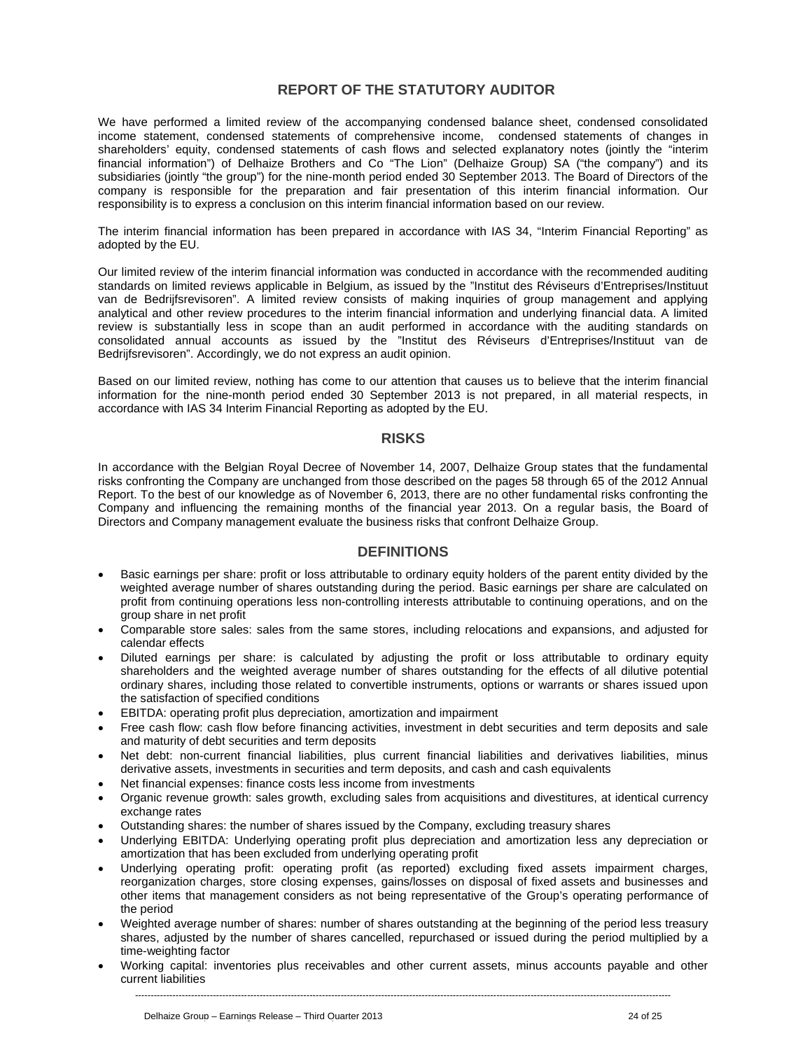## REPORT OF THE STATUTORY AUDITOR

We have performed a limited review of the accompanying condensed balance sheet, condensed consolidated income statement, condensed statements of comprehensive income, condensed statements of changes in shareholders' equity, condensed statements of cash flows and selected explanatory notes (jointly the "interim financial information") of Delhaize Brothers and Co "The Lion" (Delhaize Group) SA ("the company") and its subsidiaries (jointly "the group") for the nine-month period ended 30 September 2013. The Board of Directors of the company is responsible for the preparation and fair presentation of this interim financial information. Our responsibility is to express a conclusion on this interim financial information based on our review.

The interim financial information has been prepared in accordance with IAS 34, "Interim Financial Reporting" as adopted by the EU.

Our limited review of the interim financial information was conducted in accordance with the recommended auditing standards on limited reviews applicable in Belgium, as issued by the "Institut des Réviseurs d'Entreprises/Instituut van de Bedrijfsrevisoren". A limited review consists of making inquiries of group management and applying analytical and other review procedures to the interim financial information and underlying financial data. A limited review is substantially less in scope than an audit performed in accordance with the auditing standards on consolidated annual accounts as issued by the "Institut des Réviseurs d'Entreprises/Instituut van de Bedrijfsrevisoren". Accordingly, we do not express an audit opinion.

Based on our limited review, nothing has come to our attention that causes us to believe that the interim financial information for the nine-month period ended 30 September 2013 is not prepared, in all material respects, in accordance with IAS 34 Interim Financial Reporting as adopted by the EU.

## RISKS

In accordance with the Belgian Royal Decree of November 14, 2007, Delhaize Group states that the fundamental risks confronting the Company are unchanged from those described on the pages 58 through 65 of the 2012 Annual Report. To the best of our knowledge as of November 6, 2013, there are no other fundamental risks confronting the Company and influencing the remaining months of the financial year 2013. On a regular basis, the Board of Directors and Company management evaluate the business risks that confront Delhaize Group.

## DEFINITIONS

- Basic earnings per share: profit or loss attributable to ordinary equity holders of the parent entity divided by the weighted average number of shares outstanding during the period. Basic earnings per share are calculated on profit from continuing operations less non-controlling interests attributable to continuing operations, and on the group share in net profit
- Comparable store sales: sales from the same stores, including relocations and expansions, and adjusted for calendar effects
- Diluted earnings per share: is calculated by adjusting the profit or loss attributable to ordinary equity shareholders and the weighted average number of shares outstanding for the effects of all dilutive potential ordinary shares, including those related to convertible instruments, options or warrants or shares issued upon the satisfaction of specified conditions
- EBITDA: operating profit plus depreciation, amortization and impairment
- Free cash flow: cash flow before financing activities, investment in debt securities and term deposits and sale and maturity of debt securities and term deposits
- Net debt: non-current financial liabilities, plus current financial liabilities and derivatives liabilities, minus derivative assets, investments in securities and term deposits, and cash and cash equivalents
- Net financial expenses: finance costs less income from investments
- Organic revenue growth: sales growth, excluding sales from acquisitions and divestitures, at identical currency exchange rates
- Outstanding shares: the number of shares issued by the Company, excluding treasury shares
- Underlying EBITDA: Underlying operating profit plus depreciation and amortization less any depreciation or amortization that has been excluded from underlying operating profit
- Underlying operating profit: operating profit (as reported) excluding fixed assets impairment charges, reorganization charges, store closing expenses, gains/losses on disposal of fixed assets and businesses and other items that management considers as not being representative of the Group's operating performance of the period
- Weighted average number of shares: number of shares outstanding at the beginning of the period less treasury shares, adjusted by the number of shares cancelled, repurchased or issued during the period multiplied by a time-weighting factor
- Working capital: inventories plus receivables and other current assets, minus accounts payable and other current liabilities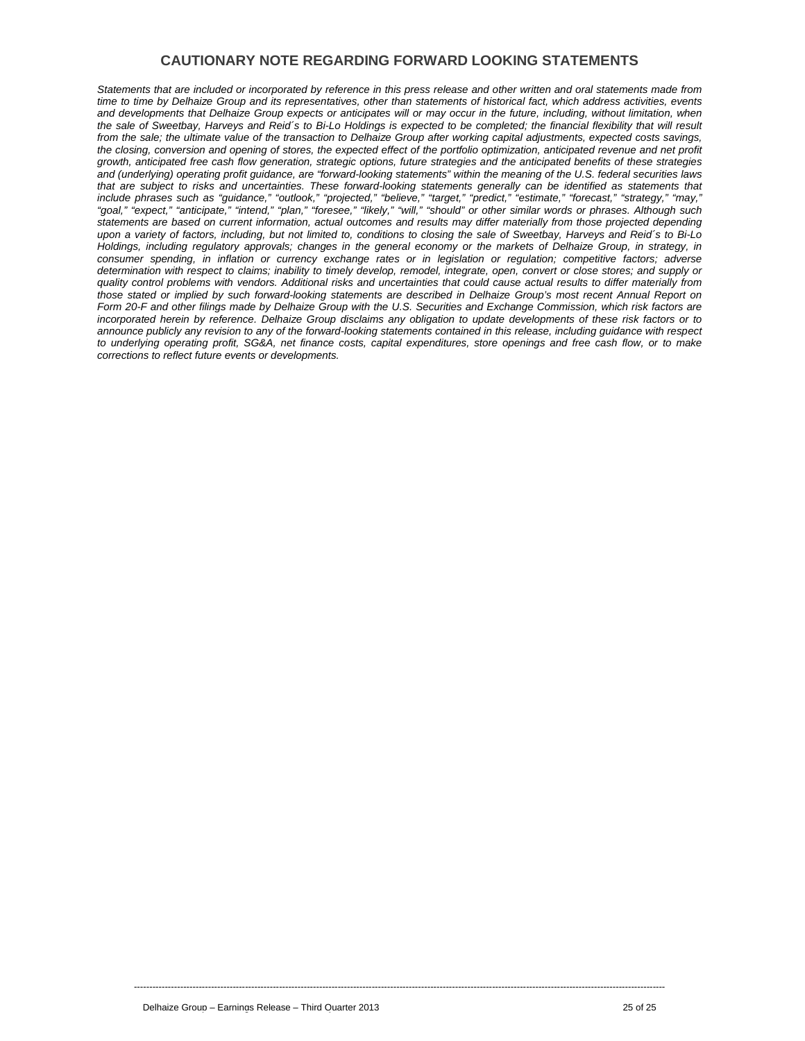# CAUTIONARY NOTE REGARDING FORWARD LOOKING STATEMENTS

*Statements that are included or incorporated by reference in this press release and other written and oral statements made from time to time by Delhaize Group and its representatives, other than statements of historical fact, which address activities, events and developments that Delhaize Group expects or anticipates will or may occur in the future, including, without limitation, when the sale of Sweetbay, Harveys and Reid´s to Bi-Lo Holdings is expected to be completed; the financial flexibility that will result from the sale; the ultimate value of the transaction to Delhaize Group after working capital adjustments, expected costs savings, the closing, conversion and opening of stores, the expected effect of the portfolio optimization, anticipated revenue and net profit growth, anticipated free cash flow generation, strategic options, future strategies and the anticipated benefits of these strategies and (underlying) operating profit guidance, are "forward-looking statements" within the meaning of the U.S. federal securities laws that are subject to risks and uncertainties. These forward-looking statements generally can be identified as statements that include phrases such as "guidance," "outlook," "projected," "believe," "target," "predict," "estimate," "forecast," "strategy," "may," "goal," "expect," "anticipate," "intend," "plan," "foresee," "likely," "will," "should" or other similar words or phrases. Although such statements are based on current information, actual outcomes and results may differ materially from those projected depending upon a variety of factors, including, but not limited to, conditions to closing the sale of Sweetbay, Harveys and Reid´s to Bi-Lo Holdings, including regulatory approvals; changes in the general economy or the markets of Delhaize Group, in strategy, in consumer spending, in inflation or currency exchange rates or in legislation or regulation; competitive factors; adverse determination with respect to claims; inability to timely develop, remodel, integrate, open, convert or close stores; and supply or quality control problems with vendors. Additional risks and uncertainties that could cause actual results to differ materially from those stated or implied by such forward-looking statements are described in Delhaize Group's most recent Annual Report on Form 20-F and other filings made by Delhaize Group with the U.S. Securities and Exchange Commission, which risk factors are incorporated herein by reference. Delhaize Group disclaims any obligation to update developments of these risk factors or to announce publicly any revision to any of the forward-looking statements contained in this release, including guidance with respect to underlying operating profit, SG&A, net finance costs, capital expenditures, store openings and free cash flow, or to make corrections to reflect future events or developments.*